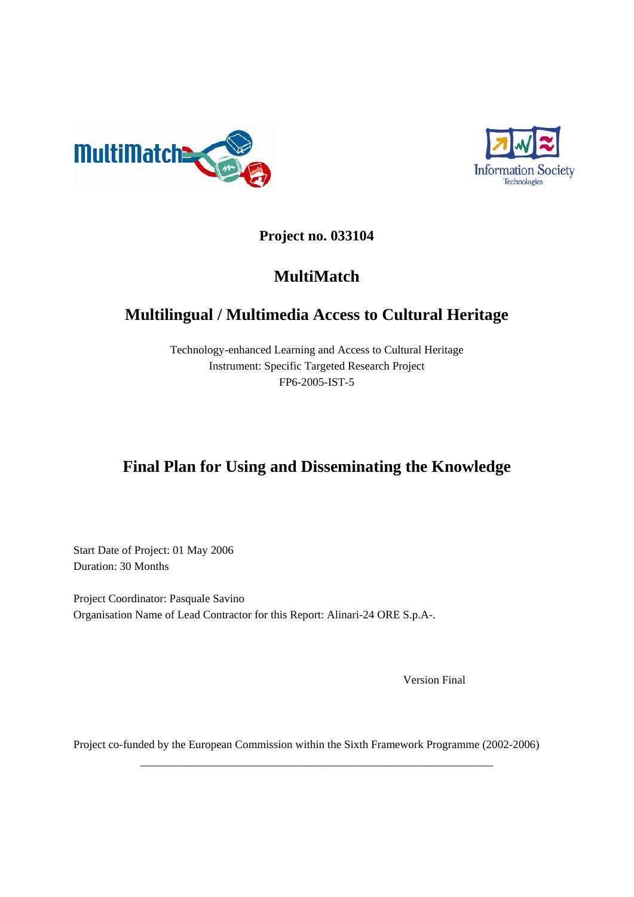**Project no. 033104**

# MultiMatch

## Multilingual / Multimedia Access to Cultural Heritage

Technology-enhanced Learning and Access to Cultural Heritage
Instrument: Specific Targeted Research Project
FP6-2005-IST-5

# Final Plan for Using and Disseminating the Knowledge

Start Date of Project: 01 May 2006
Duration: 30 Months

Project Coordinator: Pasquale Savino
Organisation Name of Lead Contractor for this Report: Alinari-24 ORE S.p.A-.

Version Final

Project co-funded by the European Commission within the Sixth Framework Programme (2002-2006)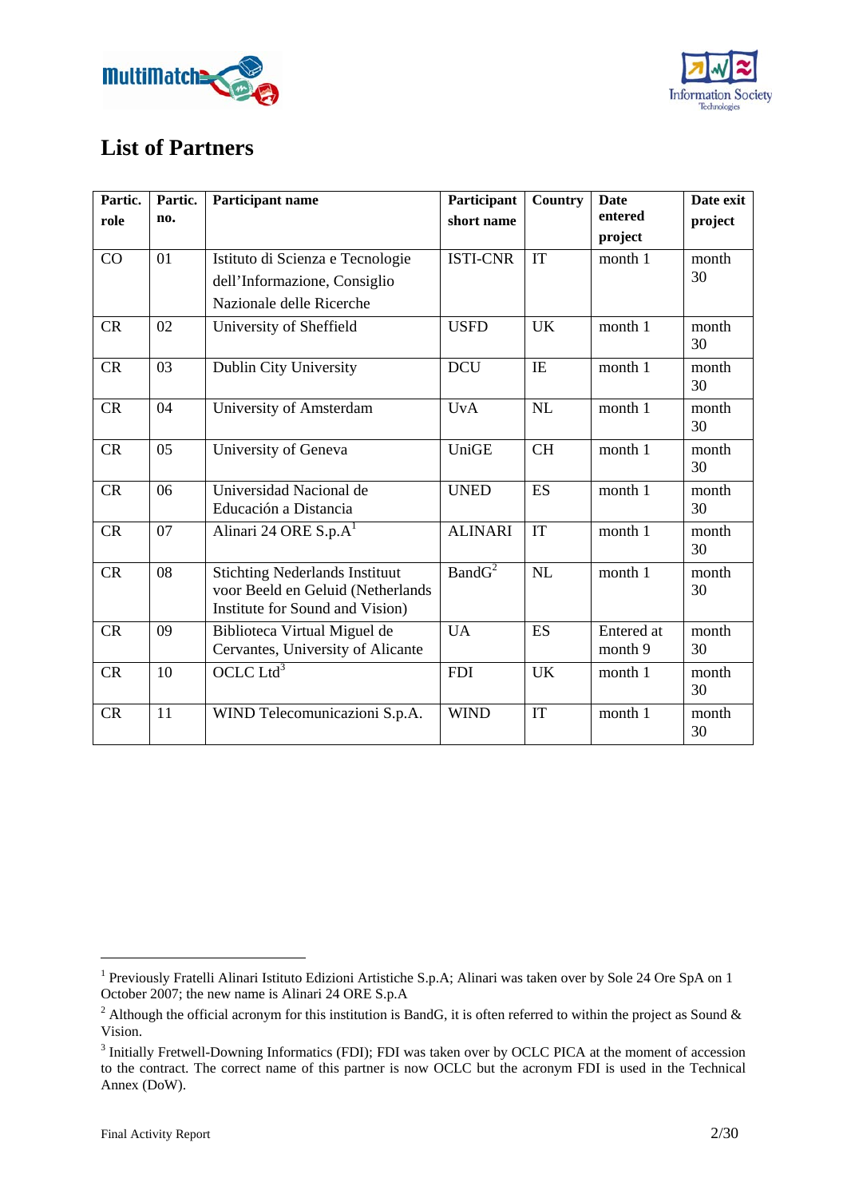## List of Partners

| Partic. role | Partic. no. | Participant name | Participant short name | Country | Date entered project | Date exit project |
|---|---|---|---|---|---|---|
| CO | 01 | Istituto di Scienza e Tecnologie dell'Informazione, Consiglio Nazionale delle Ricerche | ISTI-CNR | IT | month 1 | month 30 |
| CR | 02 | University of Sheffield | USFD | UK | month 1 | month 30 |
| CR | 03 | Dublin City University | DCU | IE | month 1 | month 30 |
| CR | 04 | University of Amsterdam | UvA | NL | month 1 | month 30 |
| CR | 05 | University of Geneva | UniGE | CH | month 1 | month 30 |
| CR | 06 | Universidad Nacional de Educación a Distancia | UNED | ES | month 1 | month 30 |
| CR | 07 | Alinari 24 ORE S.p.A[1] | ALINARI | IT | month 1 | month 30 |
| CR | 08 | Stichting Nederlands Instituut voor Beeld en Geluid (Netherlands Institute for Sound and Vision) | BandG[2] | NL | month 1 | month 30 |
| CR | 09 | Biblioteca Virtual Miguel de Cervantes, University of Alicante | UA | ES | Entered at month 9 | month 30 |
| CR | 10 | OCLC Ltd[3] | FDI | UK | month 1 | month 30 |
| CR | 11 | WIND Telecomunicazioni S.p.A. | WIND | IT | month 1 | month 30 |

[1] Previously Fratelli Alinari Istituto Edizioni Artistiche S.p.A; Alinari was taken over by Sole 24 Ore SpA on 1 October 2007; the new name is Alinari 24 ORE S.p.A

[2] Although the official acronym for this institution is BandG, it is often referred to within the project as Sound & Vision.

[3] Initially Fretwell-Downing Informatics (FDI); FDI was taken over by OCLC PICA at the moment of accession to the contract. The correct name of this partner is now OCLC but the acronym FDI is used in the Technical Annex (DoW).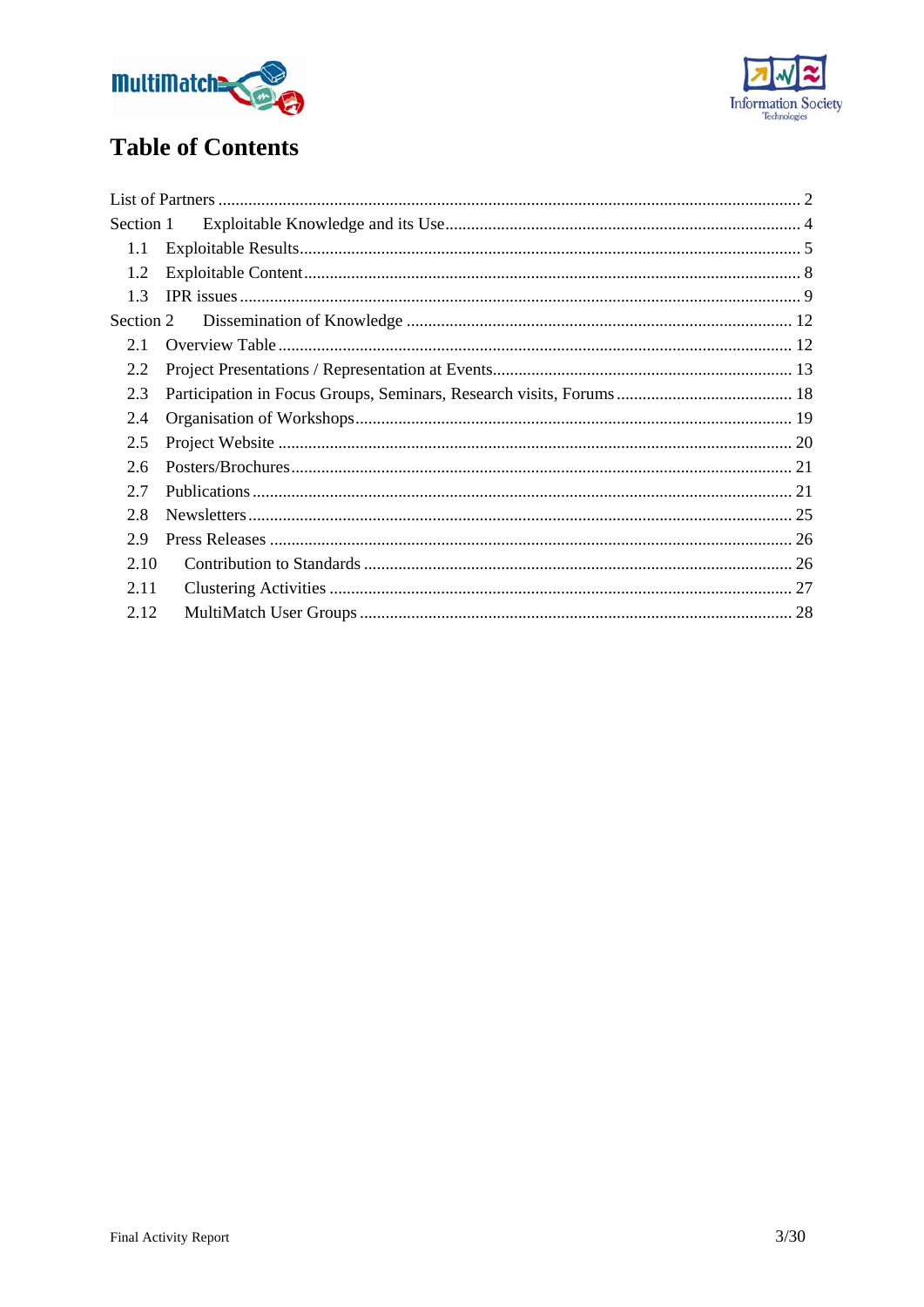# Table of Contents

List of Partners ........................................................................................................................... 2

Section 1 Exploitable Knowledge and its Use................................................................................. 4

- 1.1 Exploitable Results.................................................................................................................. 5
- 1.2 Exploitable Content.................................................................................................................. 8
- 1.3 IPR issues ................................................................................................................................ 9

Section 2 Dissemination of Knowledge ......................................................................................... 12

- 2.1 Overview Table ...................................................................................................................... 12
- 2.2 Project Presentations / Representation at Events..................................................................... 13
- 2.3 Participation in Focus Groups, Seminars, Research visits, Forums ......................................... 18
- 2.4 Organisation of Workshops..................................................................................................... 19
- 2.5 Project Website ....................................................................................................................... 20
- 2.6 Posters/Brochures.................................................................................................................... 21
- 2.7 Publications ............................................................................................................................. 21
- 2.8 Newsletters.............................................................................................................................. 25
- 2.9 Press Releases ......................................................................................................................... 26
- 2.10 Contribution to Standards ..................................................................................................... 26
- 2.11 Clustering Activities ............................................................................................................. 27
- 2.12 MultiMatch User Groups ...................................................................................................... 28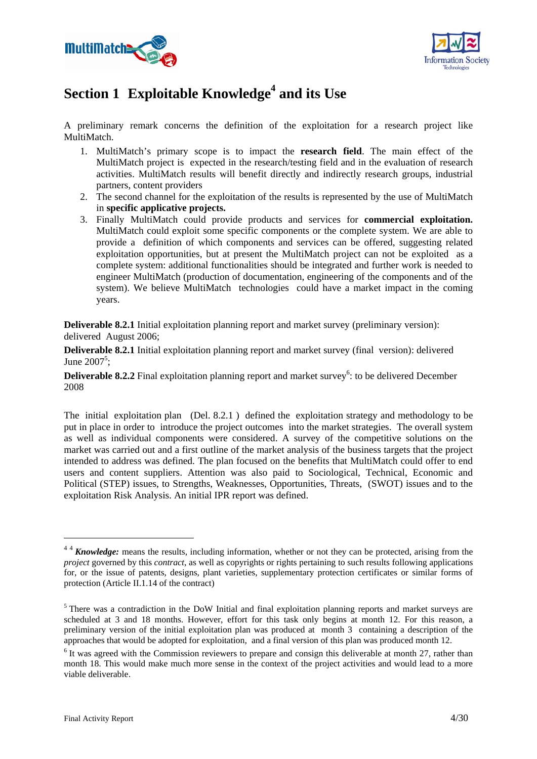# Section 1 Exploitable Knowledge[4] and its Use

A preliminary remark concerns the definition of the exploitation for a research project like MultiMatch.

1. MultiMatch's primary scope is to impact the **research field**. The main effect of the MultiMatch project is expected in the research/testing field and in the evaluation of research activities. MultiMatch results will benefit directly and indirectly research groups, industrial partners, content providers
2. The second channel for the exploitation of the results is represented by the use of MultiMatch in **specific applicative projects.**
3. Finally MultiMatch could provide products and services for **commercial exploitation.** MultiMatch could exploit some specific components or the complete system. We are able to provide a definition of which components and services can be offered, suggesting related exploitation opportunities, but at present the MultiMatch project can not be exploited as a complete system: additional functionalities should be integrated and further work is needed to engineer MultiMatch (production of documentation, engineering of the components and of the system). We believe MultiMatch technologies could have a market impact in the coming years.

**Deliverable 8.2.1** Initial exploitation planning report and market survey (preliminary version): delivered August 2006;

**Deliverable 8.2.1** Initial exploitation planning report and market survey (final version): delivered June 2007[5];

**Deliverable 8.2.2** Final exploitation planning report and market survey[6]: to be delivered December 2008

The initial exploitation plan (Del. 8.2.1 ) defined the exploitation strategy and methodology to be put in place in order to introduce the project outcomes into the market strategies. The overall system as well as individual components were considered. A survey of the competitive solutions on the market was carried out and a first outline of the market analysis of the business targets that the project intended to address was defined. The plan focused on the benefits that MultiMatch could offer to end users and content suppliers. Attention was also paid to Sociological, Technical, Economic and Political (STEP) issues, to Strengths, Weaknesses, Opportunities, Threats, (SWOT) issues and to the exploitation Risk Analysis. An initial IPR report was defined.

---

[4] [4] ***Knowledge:*** means the results, including information, whether or not they can be protected, arising from the *project* governed by this *contract*, as well as copyrights or rights pertaining to such results following applications for, or the issue of patents, designs, plant varieties, supplementary protection certificates or similar forms of protection (Article II.1.14 of the contract)

[5] There was a contradiction in the DoW Initial and final exploitation planning reports and market surveys are scheduled at 3 and 18 months. However, effort for this task only begins at month 12. For this reason, a preliminary version of the initial exploitation plan was produced at month 3 containing a description of the approaches that would be adopted for exploitation, and a final version of this plan was produced month 12.

[6] It was agreed with the Commission reviewers to prepare and consign this deliverable at month 27, rather than month 18. This would make much more sense in the context of the project activities and would lead to a more viable deliverable.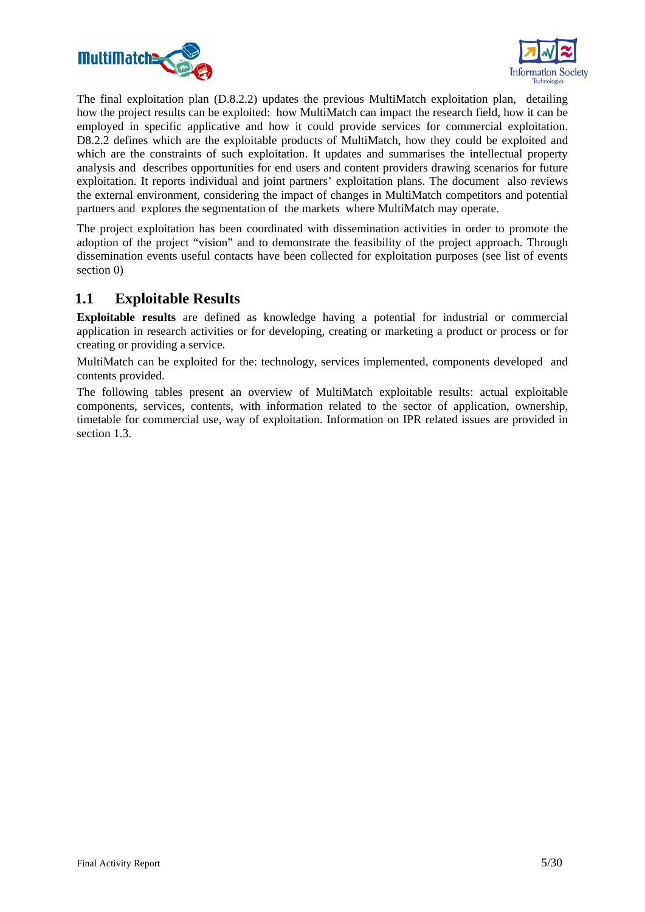The final exploitation plan (D.8.2.2) updates the previous MultiMatch exploitation plan, detailing how the project results can be exploited: how MultiMatch can impact the research field, how it can be employed in specific applicative and how it could provide services for commercial exploitation. D8.2.2 defines which are the exploitable products of MultiMatch, how they could be exploited and which are the constraints of such exploitation. It updates and summarises the intellectual property analysis and describes opportunities for end users and content providers drawing scenarios for future exploitation. It reports individual and joint partners' exploitation plans. The document also reviews the external environment, considering the impact of changes in MultiMatch competitors and potential partners and explores the segmentation of the markets where MultiMatch may operate.

The project exploitation has been coordinated with dissemination activities in order to promote the adoption of the project "vision" and to demonstrate the feasibility of the project approach. Through dissemination events useful contacts have been collected for exploitation purposes (see list of events section 0)

## 1.1 Exploitable Results

**Exploitable results** are defined as knowledge having a potential for industrial or commercial application in research activities or for developing, creating or marketing a product or process or for creating or providing a service.

MultiMatch can be exploited for the: technology, services implemented, components developed and contents provided.

The following tables present an overview of MultiMatch exploitable results: actual exploitable components, services, contents, with information related to the sector of application, ownership, timetable for commercial use, way of exploitation. Information on IPR related issues are provided in section 1.3.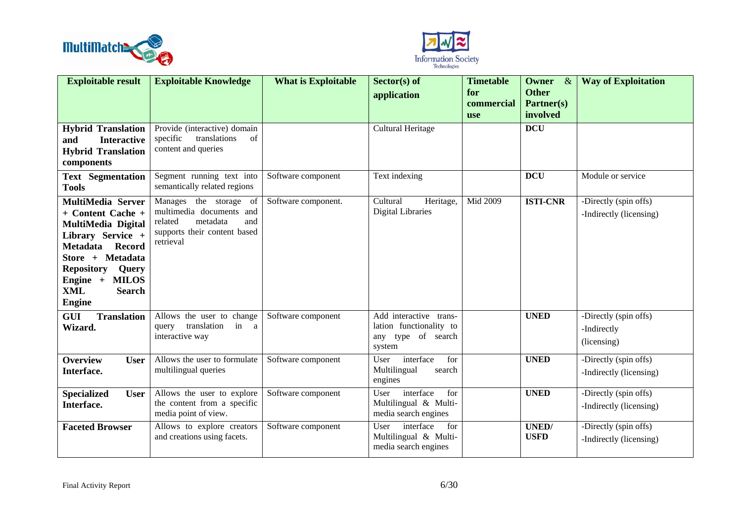| Exploitable result | Exploitable Knowledge | What is Exploitable | Sector(s) of application | Timetable for commercial use | Owner & Other Partner(s) involved | Way of Exploitation |
|---|---|---|---|---|---|---|
| **Hybrid Translation and Interactive Hybrid Translation components** | Provide (interactive) domain specific translations of content and queries | | Cultural Heritage | | **DCU** | |
| **Text Segmentation Tools** | Segment running text into semantically related regions | Software component | Text indexing | | **DCU** | Module or service |
| **MultiMedia Server + Content Cache + MultiMedia Digital Library Service + Metadata Record Store + Metadata Repository Query Engine + MILOS XML Search Engine** | Manages the storage of multimedia documents and related metadata and supports their content based retrieval | Software component. | Cultural Heritage, Digital Libraries | Mid 2009 | **ISTI-CNR** | -Directly (spin offs)<br>-Indirectly (licensing) |
| **GUI Translation Wizard.** | Allows the user to change query translation in a interactive way | Software component | Add interactive translation functionality to any type of search system | | **UNED** | -Directly (spin offs)<br>-Indirectly<br>(licensing) |
| **Overview User Interface.** | Allows the user to formulate multilingual queries | Software component | User interface for Multilingual search engines | | **UNED** | -Directly (spin offs)<br>-Indirectly (licensing) |
| **Specialized User Interface.** | Allows the user to explore the content from a specific media point of view. | Software component | User interface for Multilingual & Multimedia search engines | | **UNED** | -Directly (spin offs)<br>-Indirectly (licensing) |
| **Faceted Browser** | Allows to explore creators and creations using facets. | Software component | User interface for Multilingual & Multimedia search engines | | **UNED/ USFD** | -Directly (spin offs)<br>-Indirectly (licensing) |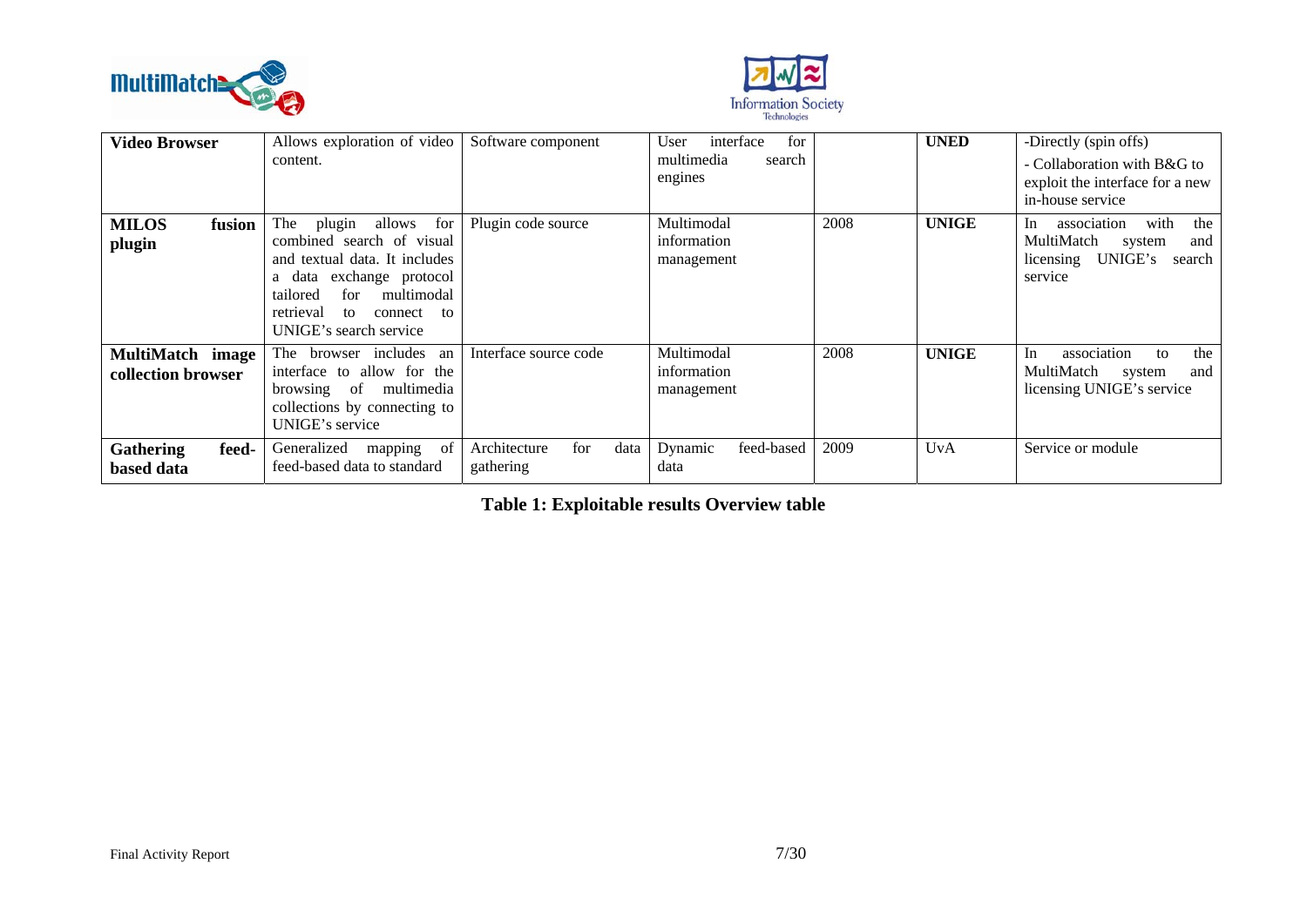| **Video Browser** | Allows exploration of video content. | Software component | User interface for multimedia search engines | | **UNED** | -Directly (spin offs)<br>- Collaboration with B&G to exploit the interface for a new in-house service |
|---|---|---|---|---|---|---|
| **MILOS fusion plugin** | The plugin allows for combined search of visual and textual data. It includes a data exchange protocol tailored for multimodal retrieval to connect to UNIGE's search service | Plugin code source | Multimodal information management | 2008 | **UNIGE** | In association with the MultiMatch system and licensing UNIGE's search service |
| **MultiMatch image collection browser** | The browser includes an interface to allow for the browsing of multimedia collections by connecting to UNIGE's service | Interface source code | Multimodal information management | 2008 | **UNIGE** | In association to the MultiMatch system and licensing UNIGE's service |
| **Gathering feed-based data** | Generalized mapping of feed-based data to standard | Architecture for data gathering | Dynamic feed-based data | 2009 | UvA | Service or module |

**Table 1: Exploitable results Overview table**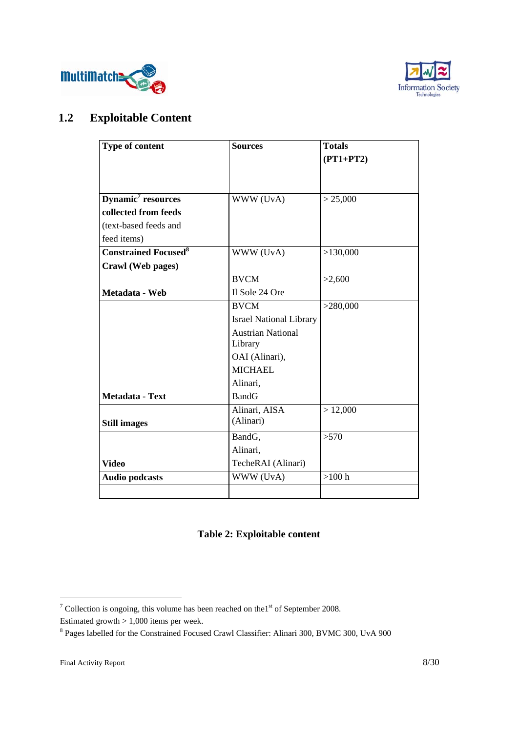## 1.2 Exploitable Content

| Type of content | Sources | Totals (PT1+PT2) |
|---|---|---|
| **Dynamic[7] resources collected from feeds** (text-based feeds and feed items) | WWW (UvA) | > 25,000 |
| **Constrained Focused[8] Crawl (Web pages)** | WWW (UvA) | >130,000 |
| **Metadata - Web** | BVCM<br>Il Sole 24 Ore | >2,600 |
| **Metadata - Text** | BVCM<br>Israel National Library<br>Austrian National Library<br>OAI (Alinari),<br>MICHAEL<br>Alinari,<br>BandG | >280,000 |
| **Still images** | Alinari, AISA (Alinari) | > 12,000 |
| **Video** | BandG,<br>Alinari,<br>TecheRAI (Alinari) | >570 |
| **Audio podcasts** | WWW (UvA) | >100 h |
| | | |

**Table 2: Exploitable content**

[7] Collection is ongoing, this volume has been reached on the1st of September 2008. Estimated growth > 1,000 items per week.

[8] Pages labelled for the Constrained Focused Crawl Classifier: Alinari 300, BVMC 300, UvA 900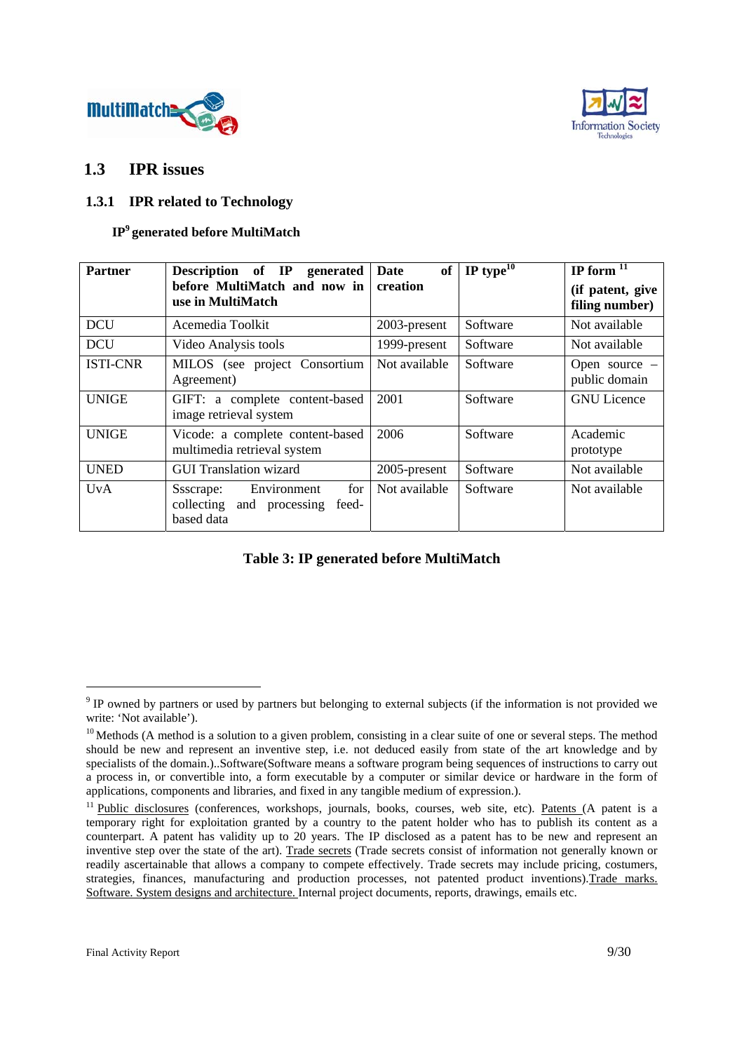## 1.3 IPR issues

### 1.3.1 IPR related to Technology

**IP[9] generated before MultiMatch**

| Partner | Description of IP generated before MultiMatch and now in use in MultiMatch | Date of creation | IP type[10] | IP form [11] (if patent, give filing number) |
|---|---|---|---|---|
| DCU | Acemedia Toolkit | 2003-present | Software | Not available |
| DCU | Video Analysis tools | 1999-present | Software | Not available |
| ISTI-CNR | MILOS (see project Consortium Agreement) | Not available | Software | Open source – public domain |
| UNIGE | GIFT: a complete content-based image retrieval system | 2001 | Software | GNU Licence |
| UNIGE | Vicode: a complete content-based multimedia retrieval system | 2006 | Software | Academic prototype |
| UNED | GUI Translation wizard | 2005-present | Software | Not available |
| UvA | Ssscrape: Environment for collecting and processing feed-based data | Not available | Software | Not available |

**Table 3: IP generated before MultiMatch**

---

[9] IP owned by partners or used by partners but belonging to external subjects (if the information is not provided we write: 'Not available').

[10] Methods (A method is a solution to a given problem, consisting in a clear suite of one or several steps. The method should be new and represent an inventive step, i.e. not deduced easily from state of the art knowledge and by specialists of the domain.)..Software(Software means a software program being sequences of instructions to carry out a process in, or convertible into, a form executable by a computer or similar device or hardware in the form of applications, components and libraries, and fixed in any tangible medium of expression.).

[11] Public disclosures (conferences, workshops, journals, books, courses, web site, etc). Patents (A patent is a temporary right for exploitation granted by a country to the patent holder who has to publish its content as a counterpart. A patent has validity up to 20 years. The IP disclosed as a patent has to be new and represent an inventive step over the state of the art). Trade secrets (Trade secrets consist of information not generally known or readily ascertainable that allows a company to compete effectively. Trade secrets may include pricing, costumers, strategies, finances, manufacturing and production processes, not patented product inventions).Trade marks. Software. System designs and architecture. Internal project documents, reports, drawings, emails etc.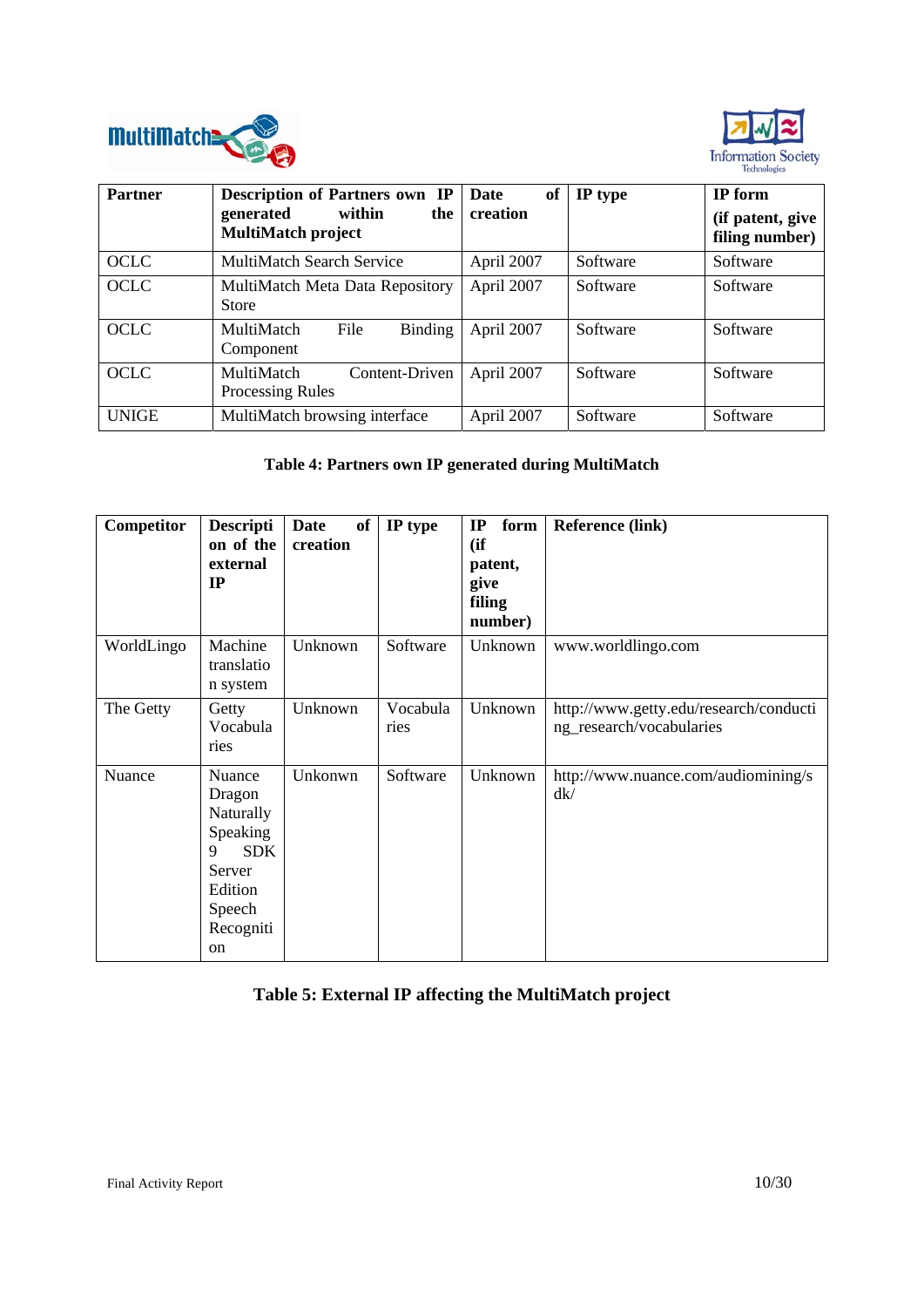| Partner | Description of Partners own IP generated within the MultiMatch project | Date of creation | IP type | IP form (if patent, give filing number) |
|---|---|---|---|---|
| OCLC | MultiMatch Search Service | April 2007 | Software | Software |
| OCLC | MultiMatch Meta Data Repository Store | April 2007 | Software | Software |
| OCLC | MultiMatch File Binding Component | April 2007 | Software | Software |
| OCLC | MultiMatch Content-Driven Processing Rules | April 2007 | Software | Software |
| UNIGE | MultiMatch browsing interface | April 2007 | Software | Software |

**Table 4: Partners own IP generated during MultiMatch**

| Competitor | Description of the external IP | Date of creation | IP type | IP form (if patent, give filing number) | Reference (link) |
|---|---|---|---|---|---|
| WorldLingo | Machine translation system | Unknown | Software | Unknown | www.worldlingo.com |
| The Getty | Getty Vocabularies | Unknown | Vocabularies | Unknown | http://www.getty.edu/research/conducting_research/vocabularies |
| Nuance | Nuance Dragon Naturally Speaking 9 SDK Server Edition Speech Recognition | Unkonwn | Software | Unknown | http://www.nuance.com/audiomining/sdk/ |

**Table 5: External IP affecting the MultiMatch project**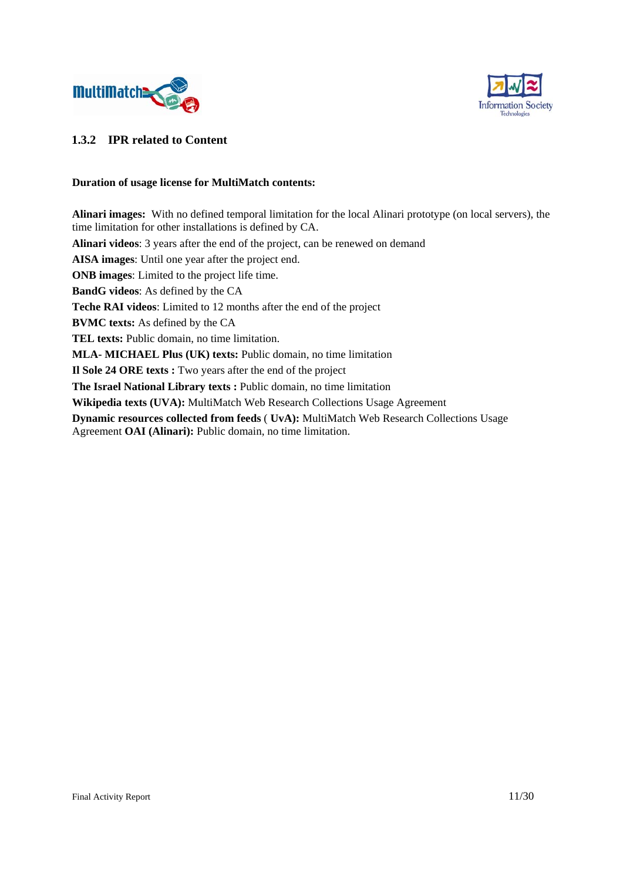### 1.3.2 IPR related to Content

**Duration of usage license for MultiMatch contents:**

**Alinari images:** With no defined temporal limitation for the local Alinari prototype (on local servers), the time limitation for other installations is defined by CA.

**Alinari videos**: 3 years after the end of the project, can be renewed on demand

**AISA images**: Until one year after the project end.

**ONB images**: Limited to the project life time.

**BandG videos**: As defined by the CA

**Teche RAI videos**: Limited to 12 months after the end of the project

**BVMC texts:** As defined by the CA

**TEL texts:** Public domain, no time limitation.

**MLA- MICHAEL Plus (UK) texts:** Public domain, no time limitation

**Il Sole 24 ORE texts :** Two years after the end of the project

**The Israel National Library texts :** Public domain, no time limitation

**Wikipedia texts (UVA):** MultiMatch Web Research Collections Usage Agreement

**Dynamic resources collected from feeds** ( **UvA):** MultiMatch Web Research Collections Usage Agreement **OAI (Alinari):** Public domain, no time limitation.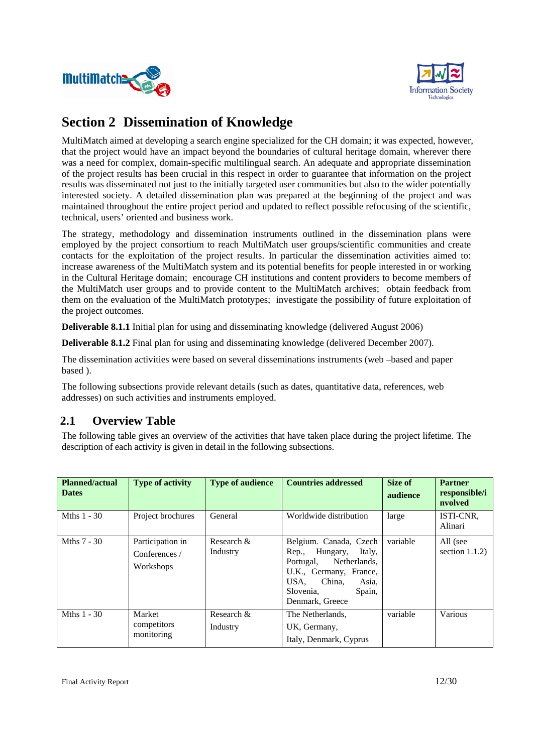# Section 2 Dissemination of Knowledge

MultiMatch aimed at developing a search engine specialized for the CH domain; it was expected, however, that the project would have an impact beyond the boundaries of cultural heritage domain, wherever there was a need for complex, domain-specific multilingual search. An adequate and appropriate dissemination of the project results has been crucial in this respect in order to guarantee that information on the project results was disseminated not just to the initially targeted user communities but also to the wider potentially interested society. A detailed dissemination plan was prepared at the beginning of the project and was maintained throughout the entire project period and updated to reflect possible refocusing of the scientific, technical, users' oriented and business work.

The strategy, methodology and dissemination instruments outlined in the dissemination plans were employed by the project consortium to reach MultiMatch user groups/scientific communities and create contacts for the exploitation of the project results. In particular the dissemination activities aimed to: increase awareness of the MultiMatch system and its potential benefits for people interested in or working in the Cultural Heritage domain; encourage CH institutions and content providers to become members of the MultiMatch user groups and to provide content to the MultiMatch archives; obtain feedback from them on the evaluation of the MultiMatch prototypes; investigate the possibility of future exploitation of the project outcomes.

**Deliverable 8.1.1** Initial plan for using and disseminating knowledge (delivered August 2006)

**Deliverable 8.1.2** Final plan for using and disseminating knowledge (delivered December 2007).

The dissemination activities were based on several disseminations instruments (web –based and paper based ).

The following subsections provide relevant details (such as dates, quantitative data, references, web addresses) on such activities and instruments employed.

## 2.1 Overview Table

The following table gives an overview of the activities that have taken place during the project lifetime. The description of each activity is given in detail in the following subsections.

| Planned/actual Dates | Type of activity | Type of audience | Countries addressed | Size of audience | Partner responsible/involved |
|---|---|---|---|---|---|
| Mths 1 - 30 | Project brochures | General | Worldwide distribution | large | ISTI-CNR, Alinari |
| Mths 7 - 30 | Participation in Conferences / Workshops | Research & Industry | Belgium. Canada, Czech Rep., Hungary, Italy, Portugal, Netherlands, U.K., Germany, France, USA, China, Asia, Slovenia, Spain, Denmark, Greece | variable | All (see section 1.1.2) |
| Mths 1 - 30 | Market competitors monitoring | Research & Industry | The Netherlands, UK, Germany, Italy, Denmark, Cyprus | variable | Various |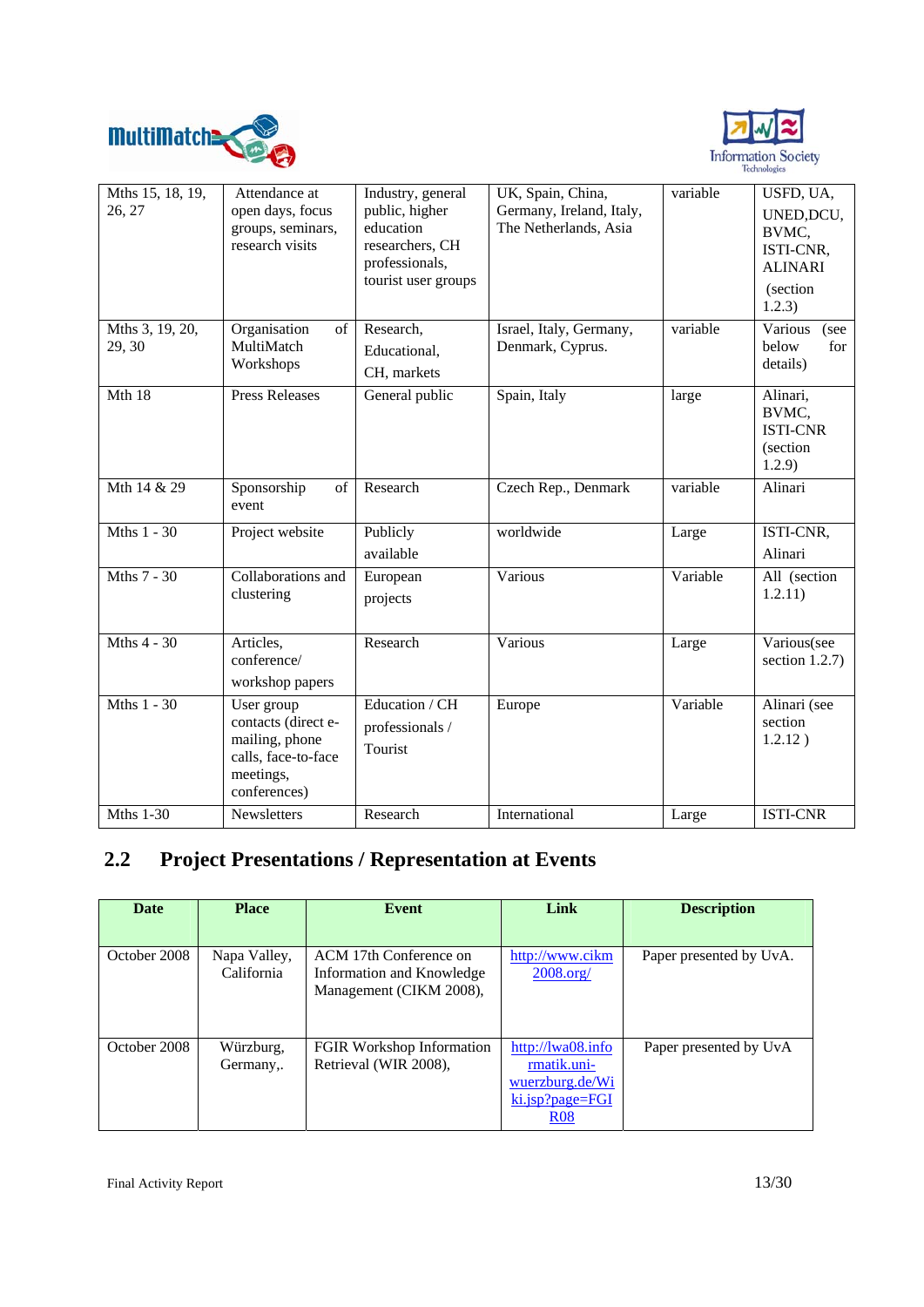| Mths 15, 18, 19, 26, 27 | Attendance at open days, focus groups, seminars, research visits | Industry, general public, higher education researchers, CH professionals, tourist user groups | UK, Spain, China, Germany, Ireland, Italy, The Netherlands, Asia | variable | USFD, UA, UNED,DCU, BVMC, ISTI-CNR, ALINARI (section 1.2.3) |
|---|---|---|---|---|---|
| Mths 3, 19, 20, 29, 30 | Organisation of MultiMatch Workshops | Research, Educational, CH, markets | Israel, Italy, Germany, Denmark, Cyprus. | variable | Various (see below for details) |
| Mth 18 | Press Releases | General public | Spain, Italy | large | Alinari, BVMC, ISTI-CNR (section 1.2.9) |
| Mth 14 & 29 | Sponsorship of event | Research | Czech Rep., Denmark | variable | Alinari |
| Mths 1 - 30 | Project website | Publicly available | worldwide | Large | ISTI-CNR, Alinari |
| Mths 7 - 30 | Collaborations and clustering | European projects | Various | Variable | All (section 1.2.11) |
| Mths 4 - 30 | Articles, conference/ workshop papers | Research | Various | Large | Various(see section 1.2.7) |
| Mths 1 - 30 | User group contacts (direct e-mailing, phone calls, face-to-face meetings, conferences) | Education / CH professionals / Tourist | Europe | Variable | Alinari (see section 1.2.12 ) |
| Mths 1-30 | Newsletters | Research | International | Large | ISTI-CNR |

## 2.2 Project Presentations / Representation at Events

| Date | Place | Event | Link | Description |
|---|---|---|---|---|
| October 2008 | Napa Valley, California | ACM 17th Conference on Information and Knowledge Management (CIKM 2008), | http://www.cikm2008.org/ | Paper presented by UvA. |
| October 2008 | Würzburg, Germany,. | FGIR Workshop Information Retrieval (WIR 2008), | http://lwa08.informatik.uni-wuerzburg.de/Wiki.jsp?page=FGIR08 | Paper presented by UvA |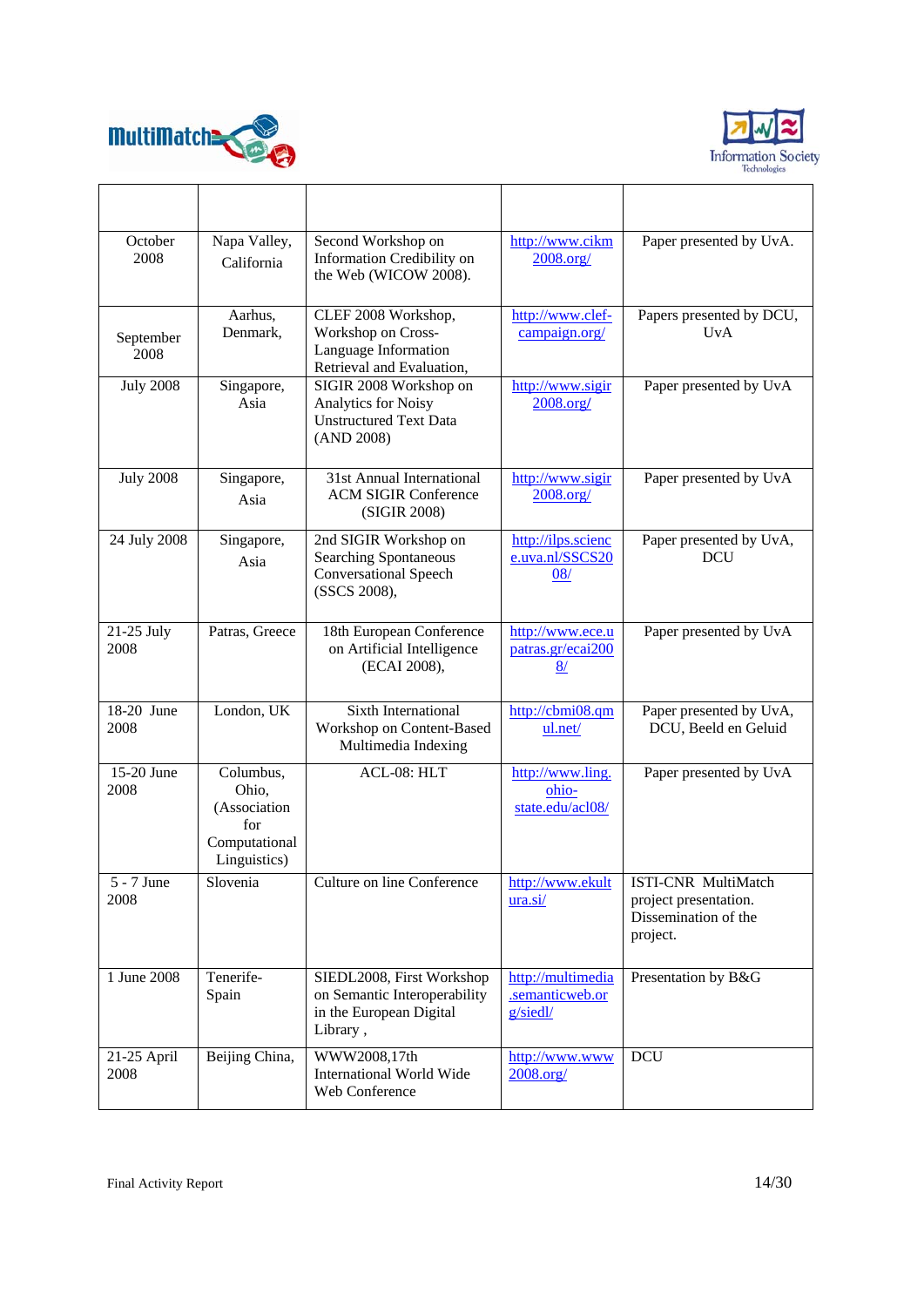| | | | | |
|---|---|---|---|---|
| October 2008 | Napa Valley, California | Second Workshop on Information Credibility on the Web (WICOW 2008). | http://www.cikm2008.org/ | Paper presented by UvA. |
| September 2008 | Aarhus, Denmark, | CLEF 2008 Workshop, Workshop on Cross-Language Information Retrieval and Evaluation, | http://www.clef-campaign.org/ | Papers presented by DCU, UvA |
| July 2008 | Singapore, Asia | SIGIR 2008 Workshop on Analytics for Noisy Unstructured Text Data (AND 2008) | http://www.sigir2008.org/ | Paper presented by UvA |
| July 2008 | Singapore, Asia | 31st Annual International ACM SIGIR Conference (SIGIR 2008) | http://www.sigir2008.org/ | Paper presented by UvA |
| 24 July 2008 | Singapore, Asia | 2nd SIGIR Workshop on Searching Spontaneous Conversational Speech (SSCS 2008), | http://ilps.science.uva.nl/SSCS2008/ | Paper presented by UvA, DCU |
| 21-25 July 2008 | Patras, Greece | 18th European Conference on Artificial Intelligence (ECAI 2008), | http://www.ece.upatras.gr/ecai2008/ | Paper presented by UvA |
| 18-20 June 2008 | London, UK | Sixth International Workshop on Content-Based Multimedia Indexing | http://cbmi08.qmul.net/ | Paper presented by UvA, DCU, Beeld en Geluid |
| 15-20 June 2008 | Columbus, Ohio, (Association for Computational Linguistics) | ACL-08: HLT | http://www.ling.ohio-state.edu/acl08/ | Paper presented by UvA |
| 5 - 7 June 2008 | Slovenia | Culture on line Conference | http://www.ekultura.si/ | ISTI-CNR MultiMatch project presentation. Dissemination of the project. |
| 1 June 2008 | Tenerife-Spain | SIEDL2008, First Workshop on Semantic Interoperability in the European Digital Library , | http://multimedia.semanticweb.org/siedl/ | Presentation by B&G |
| 21-25 April 2008 | Beijing China, | WWW2008,17th International World Wide Web Conference | http://www.www2008.org/ | DCU |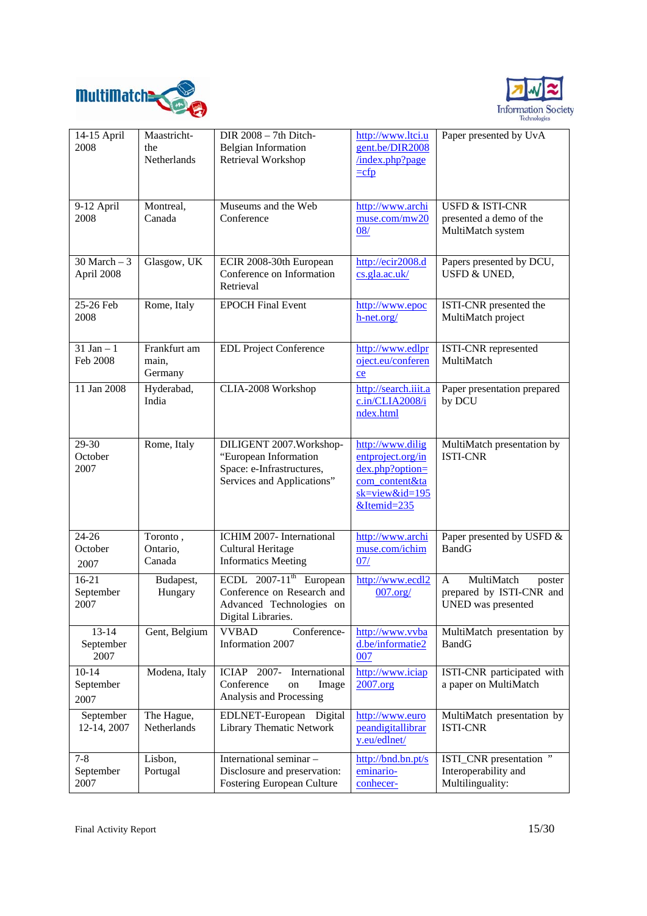| 14-15 April 2008 | Maastricht-the Netherlands | DIR 2008 – 7th Ditch-Belgian Information Retrieval Workshop | http://www.ltci.ugent.be/DIR2008/index.php?page=cfp | Paper presented by UvA |
|---|---|---|---|---|
| 9-12 April 2008 | Montreal, Canada | Museums and the Web Conference | http://www.archimuse.com/mw2008/ | USFD & ISTI-CNR presented a demo of the MultiMatch system |
| 30 March – 3 April 2008 | Glasgow, UK | ECIR 2008-30th European Conference on Information Retrieval | http://ecir2008.dcs.gla.ac.uk/ | Papers presented by DCU, USFD & UNED, |
| 25-26 Feb 2008 | Rome, Italy | EPOCH Final Event | http://www.epoch-net.org/ | ISTI-CNR presented the MultiMatch project |
| 31 Jan – 1 Feb 2008 | Frankfurt am main, Germany | EDL Project Conference | http://www.edlproject.eu/conference | ISTI-CNR represented MultiMatch |
| 11 Jan 2008 | Hyderabad, India | CLIA-2008 Workshop | http://search.iiit.ac.in/CLIA2008/index.html | Paper presentation prepared by DCU |
| 29-30 October 2007 | Rome, Italy | DILIGENT 2007.Workshop-“European Information Space: e-Infrastructures, Services and Applications” | http://www.diligentproject.org/index.php?option=com_content&task=view&id=195&Itemid=235 | MultiMatch presentation by ISTI-CNR |
| 24-26 October 2007 | Toronto , Ontario, Canada | ICHIM 2007- International Cultural Heritage Informatics Meeting | http://www.archimuse.com/ichim07/ | Paper presented by USFD & BandG |
| 16-21 September 2007 | Budapest, Hungary | ECDL 2007-11th European Conference on Research and Advanced Technologies on Digital Libraries. | http://www.ecdl2007.org/ | A MultiMatch poster prepared by ISTI-CNR and UNED was presented |
| 13-14 September 2007 | Gent, Belgium | VVBAD Conference-Information 2007 | http://www.vvbad.be/informatie2007 | MultiMatch presentation by BandG |
| 10-14 September 2007 | Modena, Italy | ICIAP 2007- International Conference on Image Analysis and Processing | http://www.iciap2007.org | ISTI-CNR participated with a paper on MultiMatch |
| September 12-14, 2007 | The Hague, Netherlands | EDLNET-European Digital Library Thematic Network | http://www.europeandigitallibrary.eu/edlnet/ | MultiMatch presentation by ISTI-CNR |
| 7-8 September 2007 | Lisbon, Portugal | International seminar – Disclosure and preservation: Fostering European Culture | http://bnd.bn.pt/seminario-conhecer- | ISTI_CNR presentation ” Interoperability and Multilinguality: |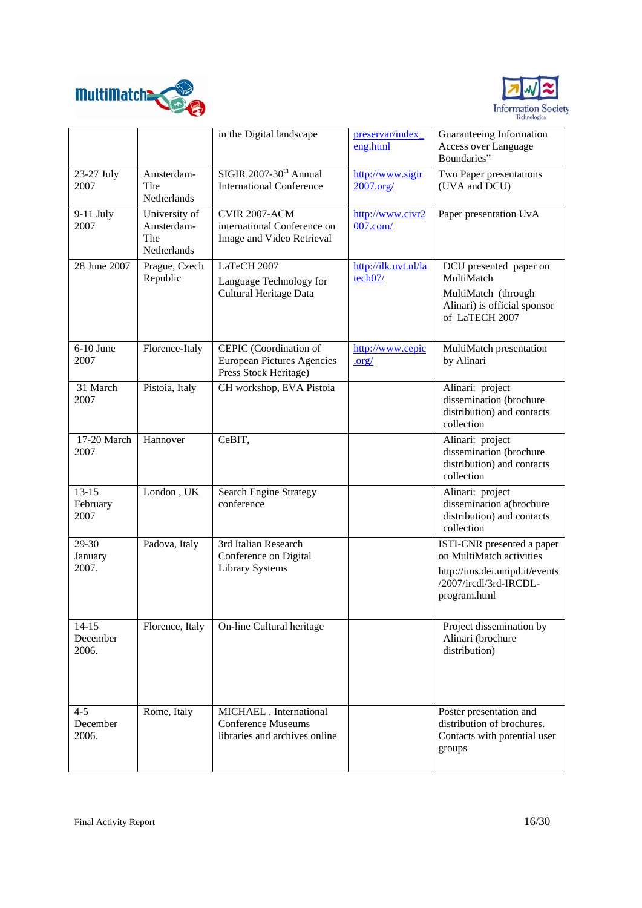| | | in the Digital landscape | preservar/index_eng.html | Guaranteeing Information Access over Language Boundaries” |
|---|---|---|---|---|
| 23-27 July 2007 | Amsterdam-The Netherlands | SIGIR 2007-30th Annual International Conference | http://www.sigir2007.org/ | Two Paper presentations (UVA and DCU) |
| 9-11 July 2007 | University of Amsterdam-The Netherlands | CVIR 2007-ACM international Conference on Image and Video Retrieval | http://www.civr2007.com/ | Paper presentation UvA |
| 28 June 2007 | Prague, Czech Republic | LaTeCH 2007 Language Technology for Cultural Heritage Data | http://ilk.uvt.nl/latech07/ | DCU presented paper on MultiMatch MultiMatch (through Alinari) is official sponsor of LaTECH 2007 |
| 6-10 June 2007 | Florence-Italy | CEPIC (Coordination of European Pictures Agencies Press Stock Heritage) | http://www.cepic.org/ | MultiMatch presentation by Alinari |
| 31 March 2007 | Pistoia, Italy | CH workshop, EVA Pistoia | | Alinari: project dissemination (brochure distribution) and contacts collection |
| 17-20 March 2007 | Hannover | CeBIT, | | Alinari: project dissemination (brochure distribution) and contacts collection |
| 13-15 February 2007 | London , UK | Search Engine Strategy conference | | Alinari: project dissemination a(brochure distribution) and contacts collection |
| 29-30 January 2007. | Padova, Italy | 3rd Italian Research Conference on Digital Library Systems | | ISTI-CNR presented a paper on MultiMatch activities http://ims.dei.unipd.it/events/2007/ircdl/3rd-IRCDL-program.html |
| 14-15 December 2006. | Florence, Italy | On-line Cultural heritage | | Project dissemination by Alinari (brochure distribution) |
| 4-5 December 2006. | Rome, Italy | MICHAEL . International Conference Museums libraries and archives online | | Poster presentation and distribution of brochures. Contacts with potential user groups |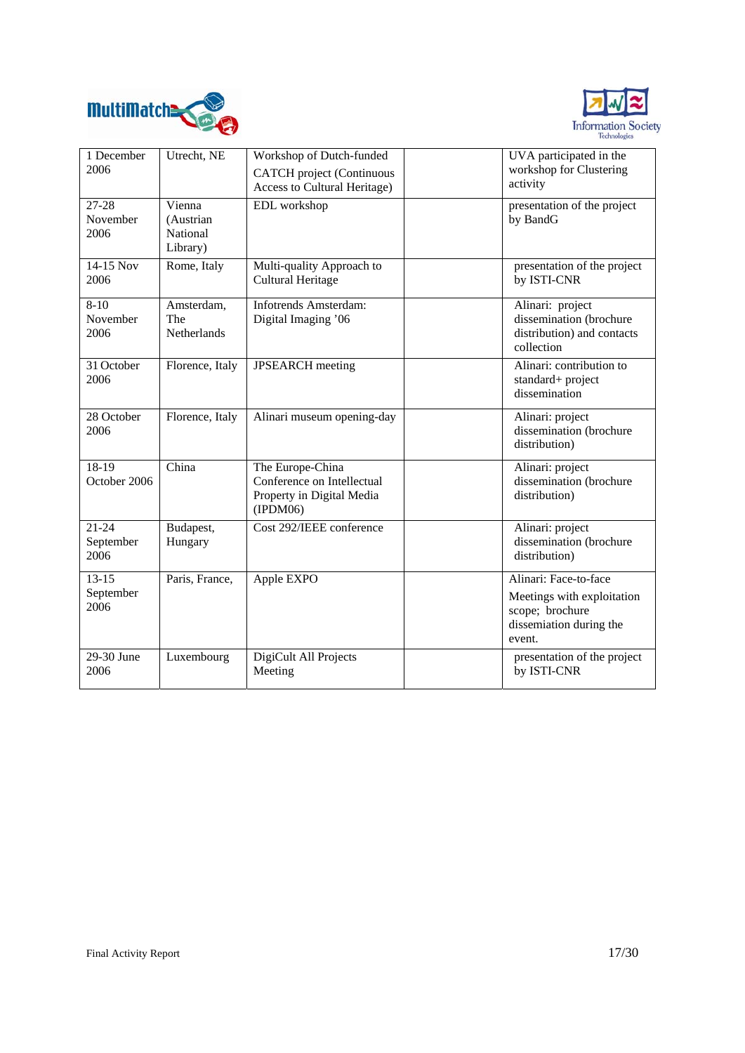| | | | | |
|---|---|---|---|---|
| 1 December 2006 | Utrecht, NE | Workshop of Dutch-funded CATCH project (Continuous Access to Cultural Heritage) | | UVA participated in the workshop for Clustering activity |
| 27-28 November 2006 | Vienna (Austrian National Library) | EDL workshop | | presentation of the project by BandG |
| 14-15 Nov 2006 | Rome, Italy | Multi-quality Approach to Cultural Heritage | | presentation of the project by ISTI-CNR |
| 8-10 November 2006 | Amsterdam, The Netherlands | Infotrends Amsterdam: Digital Imaging '06 | | Alinari: project dissemination (brochure distribution) and contacts collection |
| 31 October 2006 | Florence, Italy | JPSEARCH meeting | | Alinari: contribution to standard+ project dissemination |
| 28 October 2006 | Florence, Italy | Alinari museum opening-day | | Alinari: project dissemination (brochure distribution) |
| 18-19 October 2006 | China | The Europe-China Conference on Intellectual Property in Digital Media (IPDM06) | | Alinari: project dissemination (brochure distribution) |
| 21-24 September 2006 | Budapest, Hungary | Cost 292/IEEE conference | | Alinari: project dissemination (brochure distribution) |
| 13-15 September 2006 | Paris, France, | Apple EXPO | | Alinari: Face-to-face Meetings with exploitation scope; brochure dissemiation during the event. |
| 29-30 June 2006 | Luxembourg | DigiCult All Projects Meeting | | presentation of the project by ISTI-CNR |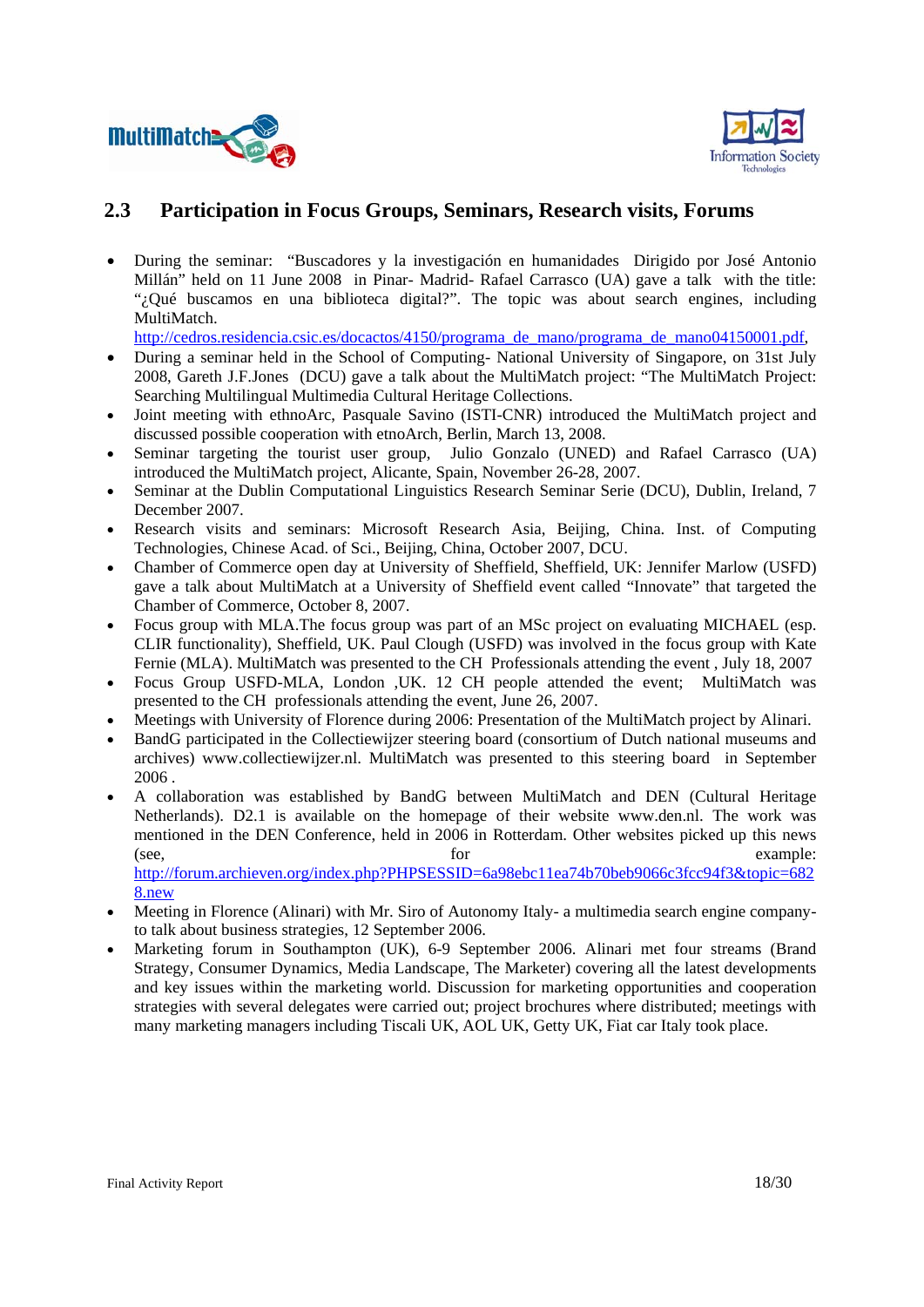## 2.3 Participation in Focus Groups, Seminars, Research visits, Forums

- During the seminar: "Buscadores y la investigación en humanidades Dirigido por José Antonio Millán" held on 11 June 2008 in Pinar- Madrid- Rafael Carrasco (UA) gave a talk with the title: "¿Qué buscamos en una biblioteca digital?". The topic was about search engines, including MultiMatch. http://cedros.residencia.csic.es/docactos/4150/programa_de_mano/programa_de_mano04150001.pdf,
- During a seminar held in the School of Computing- National University of Singapore, on 31st July 2008, Gareth J.F.Jones (DCU) gave a talk about the MultiMatch project: "The MultiMatch Project: Searching Multilingual Multimedia Cultural Heritage Collections.
- Joint meeting with ethnoArc, Pasquale Savino (ISTI-CNR) introduced the MultiMatch project and discussed possible cooperation with etnoArch, Berlin, March 13, 2008.
- Seminar targeting the tourist user group, Julio Gonzalo (UNED) and Rafael Carrasco (UA) introduced the MultiMatch project, Alicante, Spain, November 26-28, 2007.
- Seminar at the Dublin Computational Linguistics Research Seminar Serie (DCU), Dublin, Ireland, 7 December 2007.
- Research visits and seminars: Microsoft Research Asia, Beijing, China. Inst. of Computing Technologies, Chinese Acad. of Sci., Beijing, China, October 2007, DCU.
- Chamber of Commerce open day at University of Sheffield, Sheffield, UK: Jennifer Marlow (USFD) gave a talk about MultiMatch at a University of Sheffield event called "Innovate" that targeted the Chamber of Commerce, October 8, 2007.
- Focus group with MLA.The focus group was part of an MSc project on evaluating MICHAEL (esp. CLIR functionality), Sheffield, UK. Paul Clough (USFD) was involved in the focus group with Kate Fernie (MLA). MultiMatch was presented to the CH Professionals attending the event , July 18, 2007
- Focus Group USFD-MLA, London ,UK. 12 CH people attended the event; MultiMatch was presented to the CH professionals attending the event, June 26, 2007.
- Meetings with University of Florence during 2006: Presentation of the MultiMatch project by Alinari.
- BandG participated in the Collectiewijzer steering board (consortium of Dutch national museums and archives) www.collectiewijzer.nl. MultiMatch was presented to this steering board in September 2006 .
- A collaboration was established by BandG between MultiMatch and DEN (Cultural Heritage Netherlands). D2.1 is available on the homepage of their website www.den.nl. The work was mentioned in the DEN Conference, held in 2006 in Rotterdam. Other websites picked up this news (see, for example: http://forum.archieven.org/index.php?PHPSESSID=6a98ebc11ea74b70beb9066c3fcc94f3&topic=6828.new
- Meeting in Florence (Alinari) with Mr. Siro of Autonomy Italy- a multimedia search engine company- to talk about business strategies, 12 September 2006.
- Marketing forum in Southampton (UK), 6-9 September 2006. Alinari met four streams (Brand Strategy, Consumer Dynamics, Media Landscape, The Marketer) covering all the latest developments and key issues within the marketing world. Discussion for marketing opportunities and cooperation strategies with several delegates were carried out; project brochures where distributed; meetings with many marketing managers including Tiscali UK, AOL UK, Getty UK, Fiat car Italy took place.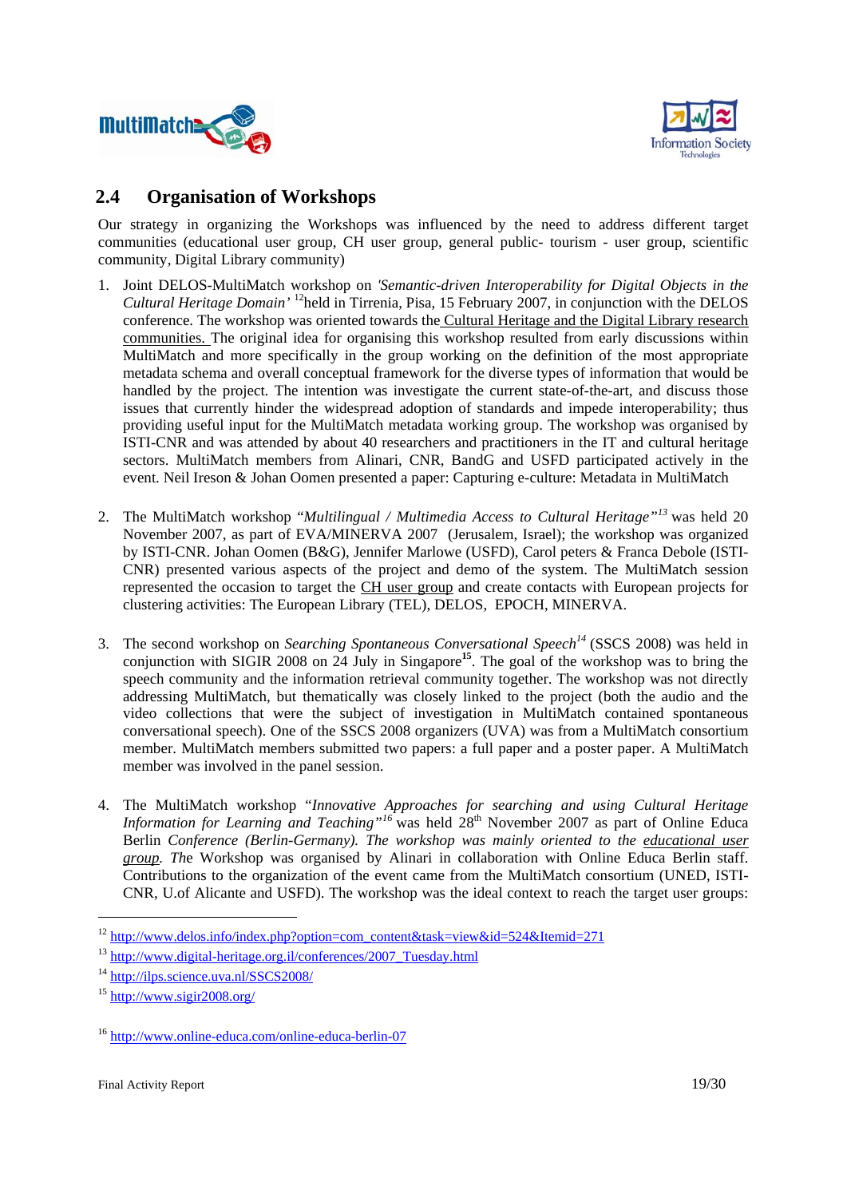## 2.4 Organisation of Workshops

Our strategy in organizing the Workshops was influenced by the need to address different target communities (educational user group, CH user group, general public- tourism - user group, scientific community, Digital Library community)

1. Joint DELOS-MultiMatch workshop on *'Semantic-driven Interoperability for Digital Objects in the Cultural Heritage Domain'* [12]held in Tirrenia, Pisa, 15 February 2007, in conjunction with the DELOS conference. The workshop was oriented towards the Cultural Heritage and the Digital Library research communities. The original idea for organising this workshop resulted from early discussions within MultiMatch and more specifically in the group working on the definition of the most appropriate metadata schema and overall conceptual framework for the diverse types of information that would be handled by the project. The intention was investigate the current state-of-the-art, and discuss those issues that currently hinder the widespread adoption of standards and impede interoperability; thus providing useful input for the MultiMatch metadata working group. The workshop was organised by ISTI-CNR and was attended by about 40 researchers and practitioners in the IT and cultural heritage sectors. MultiMatch members from Alinari, CNR, BandG and USFD participated actively in the event. Neil Ireson & Johan Oomen presented a paper: Capturing e-culture: Metadata in MultiMatch

2. The MultiMatch workshop "*Multilingual / Multimedia Access to Cultural Heritage*"[13] was held 20 November 2007, as part of EVA/MINERVA 2007 (Jerusalem, Israel); the workshop was organized by ISTI-CNR. Johan Oomen (B&G), Jennifer Marlowe (USFD), Carol peters & Franca Debole (ISTI-CNR) presented various aspects of the project and demo of the system. The MultiMatch session represented the occasion to target the CH user group and create contacts with European projects for clustering activities: The European Library (TEL), DELOS, EPOCH, MINERVA.

3. The second workshop on *Searching Spontaneous Conversational Speech*[14] (SSCS 2008) was held in conjunction with SIGIR 2008 on 24 July in Singapore[15]. The goal of the workshop was to bring the speech community and the information retrieval community together. The workshop was not directly addressing MultiMatch, but thematically was closely linked to the project (both the audio and the video collections that were the subject of investigation in MultiMatch contained spontaneous conversational speech). One of the SSCS 2008 organizers (UVA) was from a MultiMatch consortium member. MultiMatch members submitted two papers: a full paper and a poster paper. A MultiMatch member was involved in the panel session.

4. The MultiMatch workshop "*Innovative Approaches for searching and using Cultural Heritage Information for Learning and Teaching*"[16] was held 28th November 2007 as part of Online Educa Berlin *Conference (Berlin-Germany). The workshop was mainly oriented to the educational user group. The* Workshop was organised by Alinari in collaboration with Online Educa Berlin staff. Contributions to the organization of the event came from the MultiMatch consortium (UNED, ISTI-CNR, U.of Alicante and USFD). The workshop was the ideal context to reach the target user groups:

---

[12] http://www.delos.info/index.php?option=com_content&task=view&id=524&Itemid=271

[13] http://www.digital-heritage.org.il/conferences/2007_Tuesday.html

[14] http://ilps.science.uva.nl/SSCS2008/

[15] http://www.sigir2008.org/

[16] http://www.online-educa.com/online-educa-berlin-07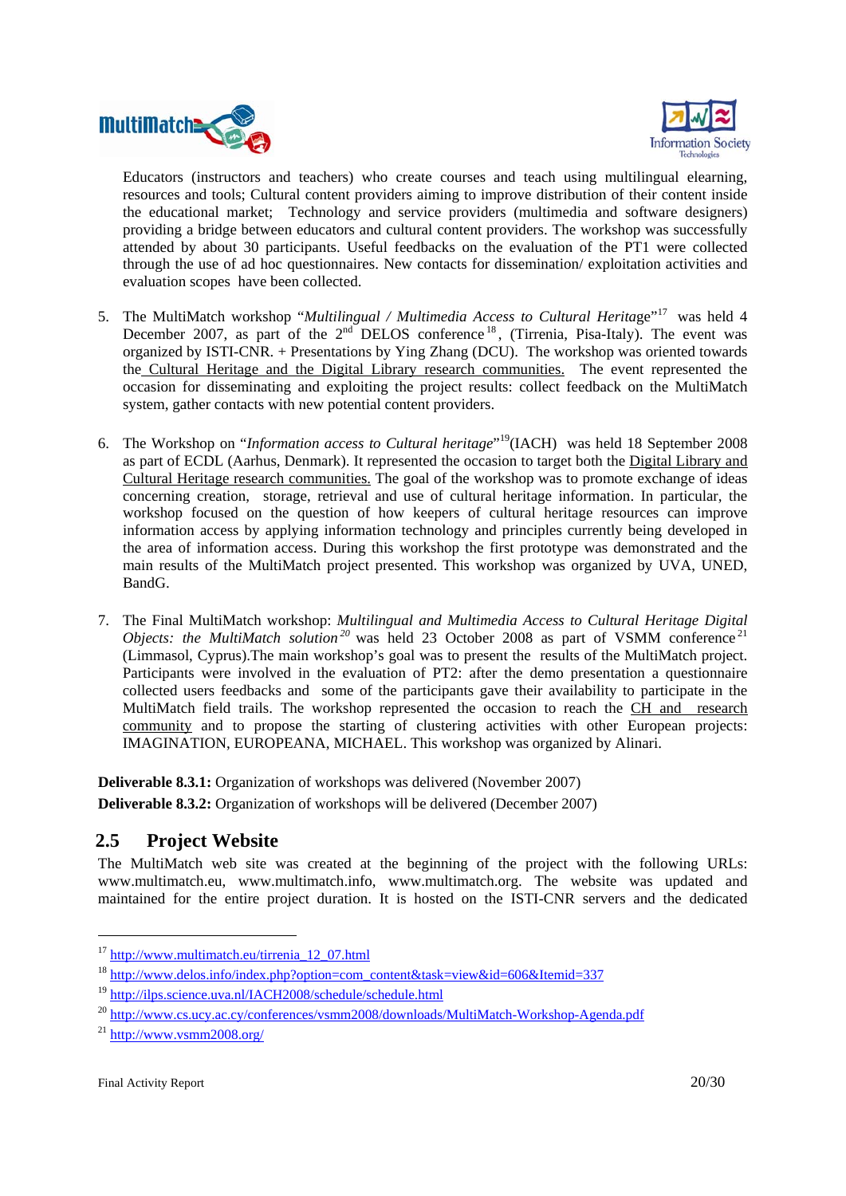Educators (instructors and teachers) who create courses and teach using multilingual elearning, resources and tools; Cultural content providers aiming to improve distribution of their content inside the educational market; Technology and service providers (multimedia and software designers) providing a bridge between educators and cultural content providers. The workshop was successfully attended by about 30 participants. Useful feedbacks on the evaluation of the PT1 were collected through the use of ad hoc questionnaires. New contacts for dissemination/ exploitation activities and evaluation scopes have been collected.

5. The MultiMatch workshop "*Multilingual / Multimedia Access to Cultural Herit*age"[17] was held 4 December 2007, as part of the 2nd DELOS conference[18], (Tirrenia, Pisa-Italy). The event was organized by ISTI-CNR. + Presentations by Ying Zhang (DCU). The workshop was oriented towards the Cultural Heritage and the Digital Library research communities. The event represented the occasion for disseminating and exploiting the project results: collect feedback on the MultiMatch system, gather contacts with new potential content providers.

6. The Workshop on "*Information access to Cultural heritage*"[19](IACH) was held 18 September 2008 as part of ECDL (Aarhus, Denmark). It represented the occasion to target both the Digital Library and Cultural Heritage research communities. The goal of the workshop was to promote exchange of ideas concerning creation, storage, retrieval and use of cultural heritage information. In particular, the workshop focused on the question of how keepers of cultural heritage resources can improve information access by applying information technology and principles currently being developed in the area of information access. During this workshop the first prototype was demonstrated and the main results of the MultiMatch project presented. This workshop was organized by UVA, UNED, BandG.

7. The Final MultiMatch workshop: *Multilingual and Multimedia Access to Cultural Heritage Digital Objects: the MultiMatch solution*[20] was held 23 October 2008 as part of VSMM conference[21] (Limmasol, Cyprus).The main workshop's goal was to present the results of the MultiMatch project. Participants were involved in the evaluation of PT2: after the demo presentation a questionnaire collected users feedbacks and some of the participants gave their availability to participate in the MultiMatch field trails. The workshop represented the occasion to reach the CH and research community and to propose the starting of clustering activities with other European projects: IMAGINATION, EUROPEANA, MICHAEL. This workshop was organized by Alinari.

**Deliverable 8.3.1:** Organization of workshops was delivered (November 2007)

**Deliverable 8.3.2:** Organization of workshops will be delivered (December 2007)

## 2.5 Project Website

The MultiMatch web site was created at the beginning of the project with the following URLs: www.multimatch.eu, www.multimatch.info, www.multimatch.org. The website was updated and maintained for the entire project duration. It is hosted on the ISTI-CNR servers and the dedicated

---

[17] http://www.multimatch.eu/tirrenia_12_07.html

[18] http://www.delos.info/index.php?option=com_content&task=view&id=606&Itemid=337

[19] http://ilps.science.uva.nl/IACH2008/schedule/schedule.html

[20] http://www.cs.ucy.ac.cy/conferences/vsmm2008/downloads/MultiMatch-Workshop-Agenda.pdf

[21] http://www.vsmm2008.org/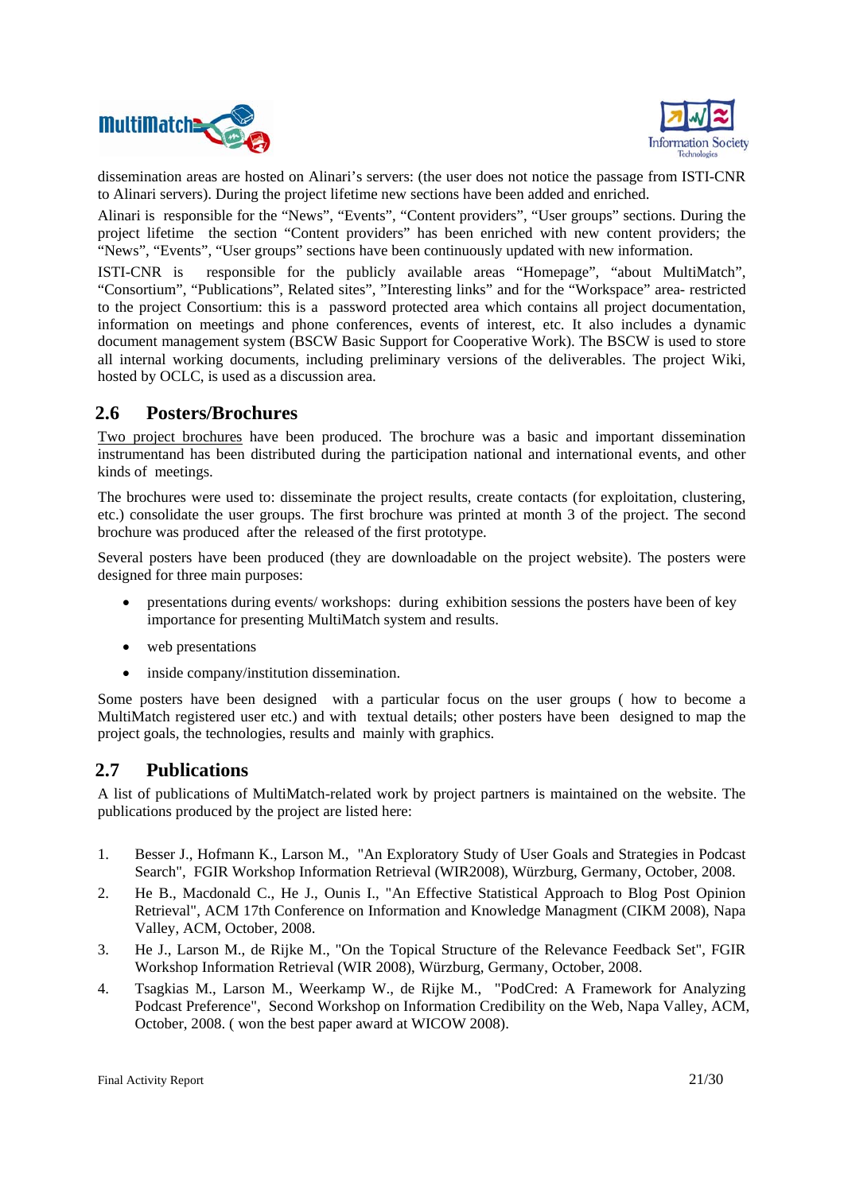dissemination areas are hosted on Alinari's servers: (the user does not notice the passage from ISTI-CNR to Alinari servers). During the project lifetime new sections have been added and enriched.

Alinari is responsible for the "News", "Events", "Content providers", "User groups" sections. During the project lifetime the section "Content providers" has been enriched with new content providers; the "News", "Events", "User groups" sections have been continuously updated with new information.

ISTI-CNR is responsible for the publicly available areas "Homepage", "about MultiMatch", "Consortium", "Publications", Related sites", "Interesting links" and for the "Workspace" area- restricted to the project Consortium: this is a password protected area which contains all project documentation, information on meetings and phone conferences, events of interest, etc. It also includes a dynamic document management system (BSCW Basic Support for Cooperative Work). The BSCW is used to store all internal working documents, including preliminary versions of the deliverables. The project Wiki, hosted by OCLC, is used as a discussion area.

## 2.6 Posters/Brochures

Two project brochures have been produced. The brochure was a basic and important dissemination instrumentand has been distributed during the participation national and international events, and other kinds of meetings.

The brochures were used to: disseminate the project results, create contacts (for exploitation, clustering, etc.) consolidate the user groups. The first brochure was printed at month 3 of the project. The second brochure was produced after the released of the first prototype.

Several posters have been produced (they are downloadable on the project website). The posters were designed for three main purposes:

- presentations during events/ workshops: during exhibition sessions the posters have been of key importance for presenting MultiMatch system and results.
- web presentations
- inside company/institution dissemination.

Some posters have been designed with a particular focus on the user groups ( how to become a MultiMatch registered user etc.) and with textual details; other posters have been designed to map the project goals, the technologies, results and mainly with graphics.

## 2.7 Publications

A list of publications of MultiMatch-related work by project partners is maintained on the website. The publications produced by the project are listed here:

1. Besser J., Hofmann K., Larson M., "An Exploratory Study of User Goals and Strategies in Podcast Search", FGIR Workshop Information Retrieval (WIR2008), Würzburg, Germany, October, 2008.
2. He B., Macdonald C., He J., Ounis I., "An Effective Statistical Approach to Blog Post Opinion Retrieval", ACM 17th Conference on Information and Knowledge Managment (CIKM 2008), Napa Valley, ACM, October, 2008.
3. He J., Larson M., de Rijke M., "On the Topical Structure of the Relevance Feedback Set", FGIR Workshop Information Retrieval (WIR 2008), Würzburg, Germany, October, 2008.
4. Tsagkias M., Larson M., Weerkamp W., de Rijke M., "PodCred: A Framework for Analyzing Podcast Preference", Second Workshop on Information Credibility on the Web, Napa Valley, ACM, October, 2008. ( won the best paper award at WICOW 2008).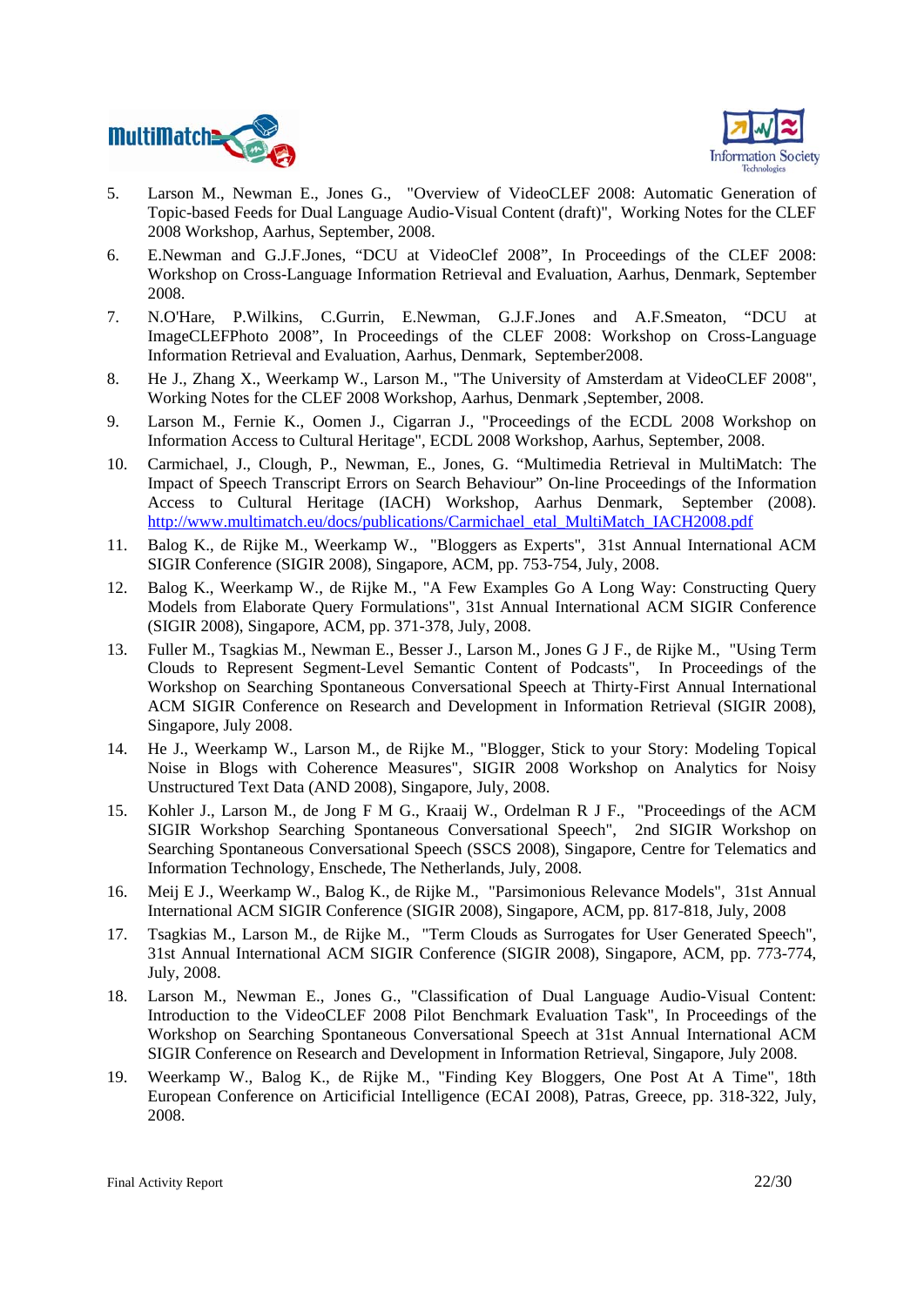5. Larson M., Newman E., Jones G., "Overview of VideoCLEF 2008: Automatic Generation of Topic-based Feeds for Dual Language Audio-Visual Content (draft)", Working Notes for the CLEF 2008 Workshop, Aarhus, September, 2008.
6. E.Newman and G.J.F.Jones, "DCU at VideoClef 2008", In Proceedings of the CLEF 2008: Workshop on Cross-Language Information Retrieval and Evaluation, Aarhus, Denmark, September 2008.
7. N.O'Hare, P.Wilkins, C.Gurrin, E.Newman, G.J.F.Jones and A.F.Smeaton, "DCU at ImageCLEFPhoto 2008", In Proceedings of the CLEF 2008: Workshop on Cross-Language Information Retrieval and Evaluation, Aarhus, Denmark, September2008.
8. He J., Zhang X., Weerkamp W., Larson M., "The University of Amsterdam at VideoCLEF 2008", Working Notes for the CLEF 2008 Workshop, Aarhus, Denmark ,September, 2008.
9. Larson M., Fernie K., Oomen J., Cigarran J., "Proceedings of the ECDL 2008 Workshop on Information Access to Cultural Heritage", ECDL 2008 Workshop, Aarhus, September, 2008.
10. Carmichael, J., Clough, P., Newman, E., Jones, G. "Multimedia Retrieval in MultiMatch: The Impact of Speech Transcript Errors on Search Behaviour" On-line Proceedings of the Information Access to Cultural Heritage (IACH) Workshop, Aarhus Denmark, September (2008). http://www.multimatch.eu/docs/publications/Carmichael_etal_MultiMatch_IACH2008.pdf
11. Balog K., de Rijke M., Weerkamp W., "Bloggers as Experts", 31st Annual International ACM SIGIR Conference (SIGIR 2008), Singapore, ACM, pp. 753-754, July, 2008.
12. Balog K., Weerkamp W., de Rijke M., "A Few Examples Go A Long Way: Constructing Query Models from Elaborate Query Formulations", 31st Annual International ACM SIGIR Conference (SIGIR 2008), Singapore, ACM, pp. 371-378, July, 2008.
13. Fuller M., Tsagkias M., Newman E., Besser J., Larson M., Jones G J F., de Rijke M., "Using Term Clouds to Represent Segment-Level Semantic Content of Podcasts", In Proceedings of the Workshop on Searching Spontaneous Conversational Speech at Thirty-First Annual International ACM SIGIR Conference on Research and Development in Information Retrieval (SIGIR 2008), Singapore, July 2008.
14. He J., Weerkamp W., Larson M., de Rijke M., "Blogger, Stick to your Story: Modeling Topical Noise in Blogs with Coherence Measures", SIGIR 2008 Workshop on Analytics for Noisy Unstructured Text Data (AND 2008), Singapore, July, 2008.
15. Kohler J., Larson M., de Jong F M G., Kraaij W., Ordelman R J F., "Proceedings of the ACM SIGIR Workshop Searching Spontaneous Conversational Speech", 2nd SIGIR Workshop on Searching Spontaneous Conversational Speech (SSCS 2008), Singapore, Centre for Telematics and Information Technology, Enschede, The Netherlands, July, 2008.
16. Meij E J., Weerkamp W., Balog K., de Rijke M., "Parsimonious Relevance Models", 31st Annual International ACM SIGIR Conference (SIGIR 2008), Singapore, ACM, pp. 817-818, July, 2008
17. Tsagkias M., Larson M., de Rijke M., "Term Clouds as Surrogates for User Generated Speech", 31st Annual International ACM SIGIR Conference (SIGIR 2008), Singapore, ACM, pp. 773-774, July, 2008.
18. Larson M., Newman E., Jones G., "Classification of Dual Language Audio-Visual Content: Introduction to the VideoCLEF 2008 Pilot Benchmark Evaluation Task", In Proceedings of the Workshop on Searching Spontaneous Conversational Speech at 31st Annual International ACM SIGIR Conference on Research and Development in Information Retrieval, Singapore, July 2008.
19. Weerkamp W., Balog K., de Rijke M., "Finding Key Bloggers, One Post At A Time", 18th European Conference on Articificial Intelligence (ECAI 2008), Patras, Greece, pp. 318-322, July, 2008.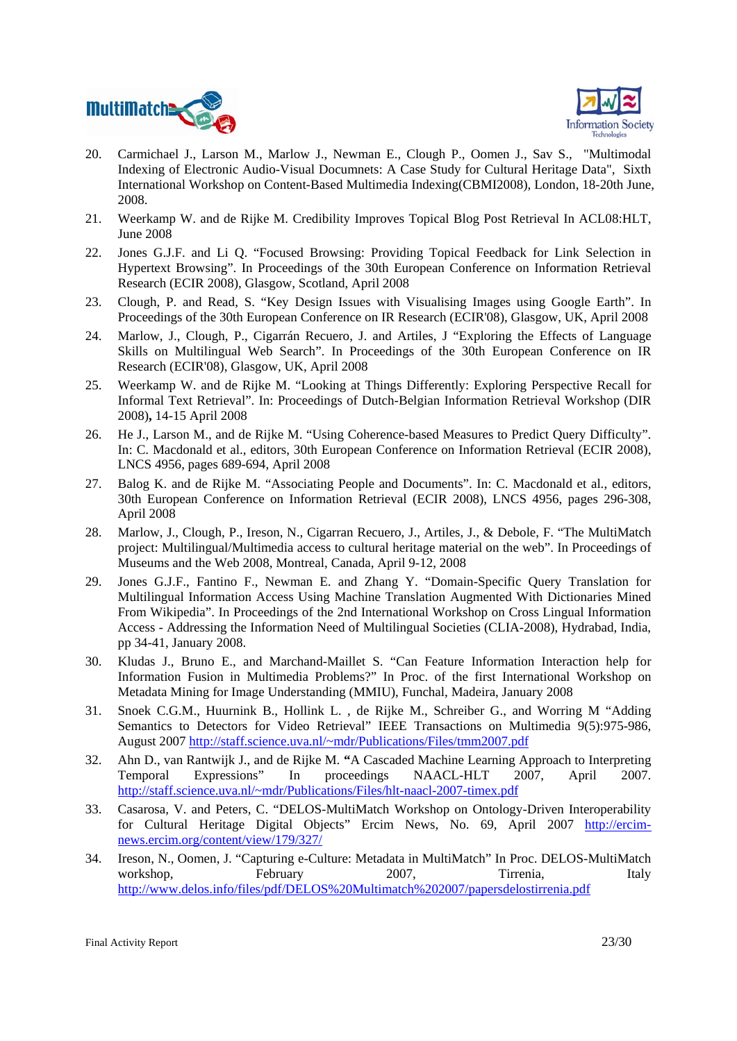20. Carmichael J., Larson M., Marlow J., Newman E., Clough P., Oomen J., Sav S., "Multimodal Indexing of Electronic Audio-Visual Documnets: A Case Study for Cultural Heritage Data", Sixth International Workshop on Content-Based Multimedia Indexing(CBMI2008), London, 18-20th June, 2008.
21. Weerkamp W. and de Rijke M. Credibility Improves Topical Blog Post Retrieval In ACL08:HLT, June 2008
22. Jones G.J.F. and Li Q. "Focused Browsing: Providing Topical Feedback for Link Selection in Hypertext Browsing". In Proceedings of the 30th European Conference on Information Retrieval Research (ECIR 2008), Glasgow, Scotland, April 2008
23. Clough, P. and Read, S. "Key Design Issues with Visualising Images using Google Earth". In Proceedings of the 30th European Conference on IR Research (ECIR'08), Glasgow, UK, April 2008
24. Marlow, J., Clough, P., Cigarrán Recuero, J. and Artiles, J "Exploring the Effects of Language Skills on Multilingual Web Search". In Proceedings of the 30th European Conference on IR Research (ECIR'08), Glasgow, UK, April 2008
25. Weerkamp W. and de Rijke M. "Looking at Things Differently: Exploring Perspective Recall for Informal Text Retrieval". In: Proceedings of Dutch-Belgian Information Retrieval Workshop (DIR 2008)**,** 14-15 April 2008
26. He J., Larson M., and de Rijke M. "Using Coherence-based Measures to Predict Query Difficulty". In: C. Macdonald et al., editors, 30th European Conference on Information Retrieval (ECIR 2008), LNCS 4956, pages 689-694, April 2008
27. Balog K. and de Rijke M. "Associating People and Documents". In: C. Macdonald et al., editors, 30th European Conference on Information Retrieval (ECIR 2008), LNCS 4956, pages 296-308, April 2008
28. Marlow, J., Clough, P., Ireson, N., Cigarran Recuero, J., Artiles, J., & Debole, F. "The MultiMatch project: Multilingual/Multimedia access to cultural heritage material on the web". In Proceedings of Museums and the Web 2008, Montreal, Canada, April 9-12, 2008
29. Jones G.J.F., Fantino F., Newman E. and Zhang Y. "Domain-Specific Query Translation for Multilingual Information Access Using Machine Translation Augmented With Dictionaries Mined From Wikipedia". In Proceedings of the 2nd International Workshop on Cross Lingual Information Access - Addressing the Information Need of Multilingual Societies (CLIA-2008), Hydrabad, India, pp 34-41, January 2008.
30. Kludas J., Bruno E., and Marchand-Maillet S. "Can Feature Information Interaction help for Information Fusion in Multimedia Problems?" In Proc. of the first International Workshop on Metadata Mining for Image Understanding (MMIU), Funchal, Madeira, January 2008
31. Snoek C.G.M., Huurnink B., Hollink L. , de Rijke M., Schreiber G., and Worring M "Adding Semantics to Detectors for Video Retrieval" IEEE Transactions on Multimedia 9(5):975-986, August 2007 http://staff.science.uva.nl/~mdr/Publications/Files/tmm2007.pdf
32. Ahn D., van Rantwijk J., and de Rijke M. **"**A Cascaded Machine Learning Approach to Interpreting Temporal Expressions" In proceedings NAACL-HLT 2007, April 2007. http://staff.science.uva.nl/~mdr/Publications/Files/hlt-naacl-2007-timex.pdf
33. Casarosa, V. and Peters, C. "DELOS-MultiMatch Workshop on Ontology-Driven Interoperability for Cultural Heritage Digital Objects" Ercim News, No. 69, April 2007 http://ercim-news.ercim.org/content/view/179/327/
34. Ireson, N., Oomen, J. "Capturing e-Culture: Metadata in MultiMatch" In Proc. DELOS-MultiMatch workshop, February 2007, Tirrenia, Italy http://www.delos.info/files/pdf/DELOS%20Multimatch%202007/papersdelostirrenia.pdf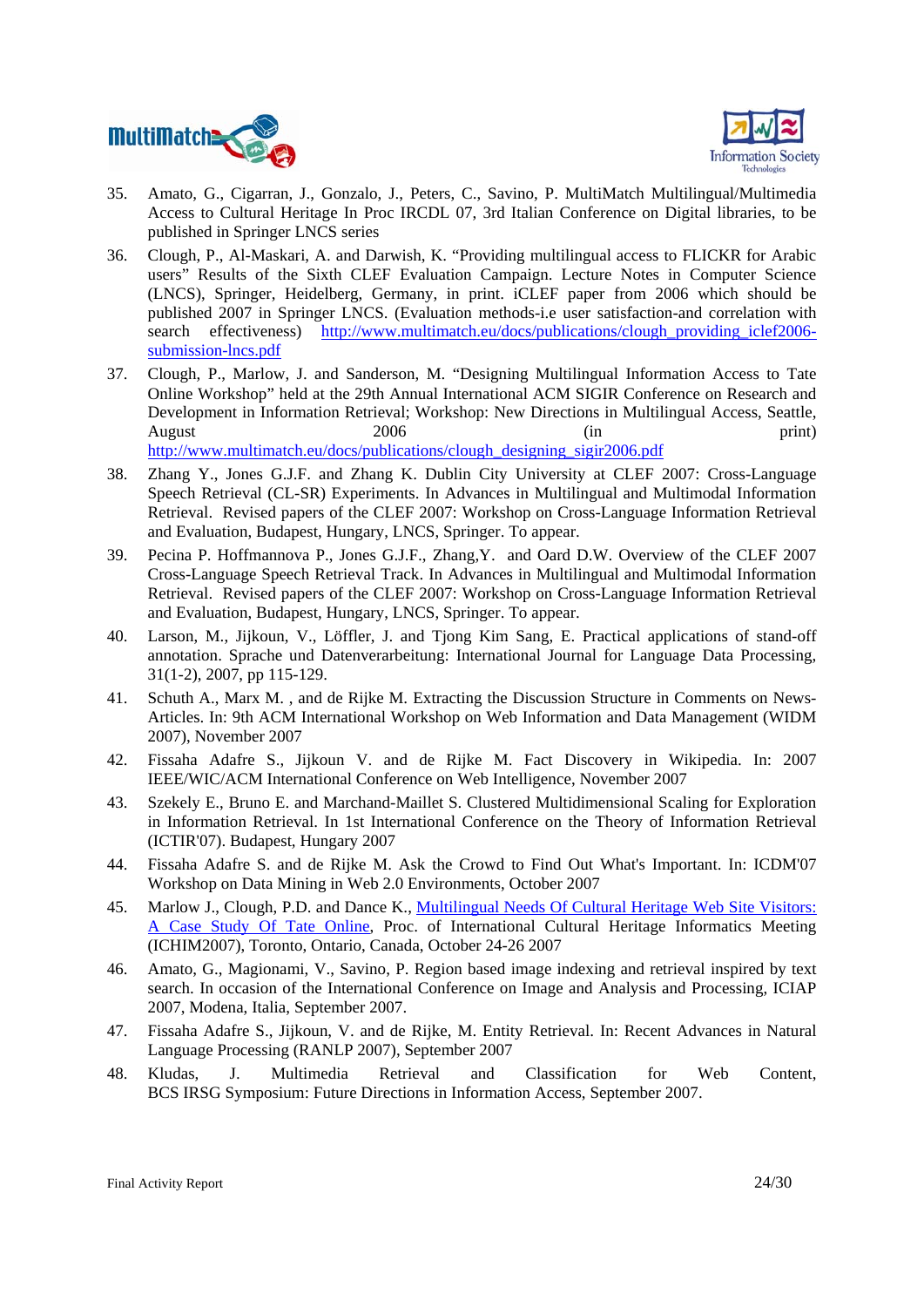35. Amato, G., Cigarran, J., Gonzalo, J., Peters, C., Savino, P. MultiMatch Multilingual/Multimedia Access to Cultural Heritage In Proc IRCDL 07, 3rd Italian Conference on Digital libraries, to be published in Springer LNCS series
36. Clough, P., Al-Maskari, A. and Darwish, K. "Providing multilingual access to FLICKR for Arabic users" Results of the Sixth CLEF Evaluation Campaign. Lecture Notes in Computer Science (LNCS), Springer, Heidelberg, Germany, in print. iCLEF paper from 2006 which should be published 2007 in Springer LNCS. (Evaluation methods-i.e user satisfaction-and correlation with search effectiveness) http://www.multimatch.eu/docs/publications/clough_providing_iclef2006-submission-lncs.pdf
37. Clough, P., Marlow, J. and Sanderson, M. "Designing Multilingual Information Access to Tate Online Workshop" held at the 29th Annual International ACM SIGIR Conference on Research and Development in Information Retrieval; Workshop: New Directions in Multilingual Access, Seattle, August 2006 (in print) http://www.multimatch.eu/docs/publications/clough_designing_sigir2006.pdf
38. Zhang Y., Jones G.J.F. and Zhang K. Dublin City University at CLEF 2007: Cross-Language Speech Retrieval (CL-SR) Experiments. In Advances in Multilingual and Multimodal Information Retrieval. Revised papers of the CLEF 2007: Workshop on Cross-Language Information Retrieval and Evaluation, Budapest, Hungary, LNCS, Springer. To appear.
39. Pecina P. Hoffmannova P., Jones G.J.F., Zhang,Y. and Oard D.W. Overview of the CLEF 2007 Cross-Language Speech Retrieval Track. In Advances in Multilingual and Multimodal Information Retrieval. Revised papers of the CLEF 2007: Workshop on Cross-Language Information Retrieval and Evaluation, Budapest, Hungary, LNCS, Springer. To appear.
40. Larson, M., Jijkoun, V., Löffler, J. and Tjong Kim Sang, E. Practical applications of stand-off annotation. Sprache und Datenverarbeitung: International Journal for Language Data Processing, 31(1-2), 2007, pp 115-129.
41. Schuth A., Marx M. , and de Rijke M. Extracting the Discussion Structure in Comments on News-Articles. In: 9th ACM International Workshop on Web Information and Data Management (WIDM 2007), November 2007
42. Fissaha Adafre S., Jijkoun V. and de Rijke M. Fact Discovery in Wikipedia. In: 2007 IEEE/WIC/ACM International Conference on Web Intelligence, November 2007
43. Szekely E., Bruno E. and Marchand-Maillet S. Clustered Multidimensional Scaling for Exploration in Information Retrieval. In 1st International Conference on the Theory of Information Retrieval (ICTIR'07). Budapest, Hungary 2007
44. Fissaha Adafre S. and de Rijke M. Ask the Crowd to Find Out What's Important. In: ICDM'07 Workshop on Data Mining in Web 2.0 Environments, October 2007
45. Marlow J., Clough, P.D. and Dance K., Multilingual Needs Of Cultural Heritage Web Site Visitors: A Case Study Of Tate Online, Proc. of International Cultural Heritage Informatics Meeting (ICHIM2007), Toronto, Ontario, Canada, October 24-26 2007
46. Amato, G., Magionami, V., Savino, P. Region based image indexing and retrieval inspired by text search. In occasion of the International Conference on Image and Analysis and Processing, ICIAP 2007, Modena, Italia, September 2007.
47. Fissaha Adafre S., Jijkoun, V. and de Rijke, M. Entity Retrieval. In: Recent Advances in Natural Language Processing (RANLP 2007), September 2007
48. Kludas, J. Multimedia Retrieval and Classification for Web Content, BCS IRSG Symposium: Future Directions in Information Access, September 2007.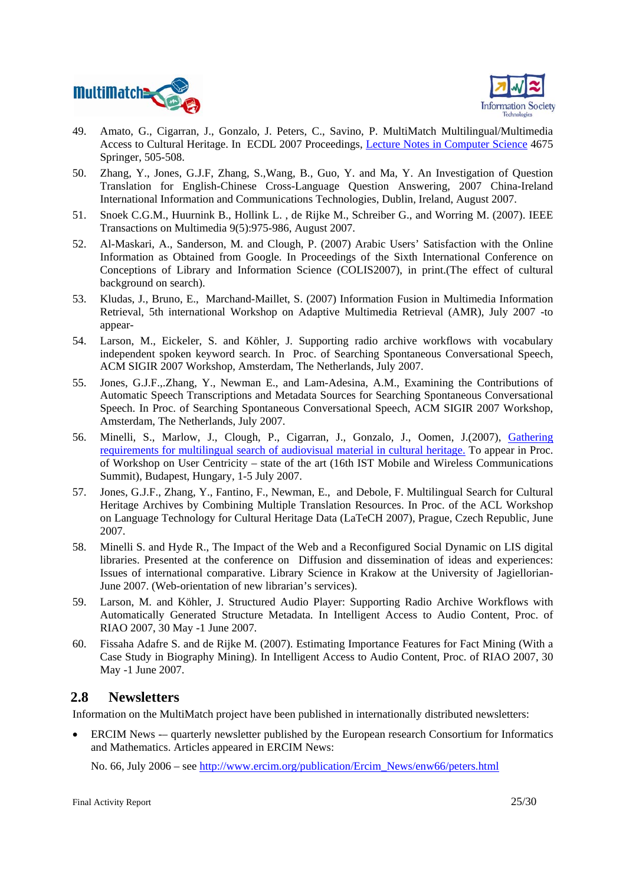49. Amato, G., Cigarran, J., Gonzalo, J. Peters, C., Savino, P. MultiMatch Multilingual/Multimedia Access to Cultural Heritage. In ECDL 2007 Proceedings, Lecture Notes in Computer Science 4675 Springer, 505-508.
50. Zhang, Y., Jones, G.J.F, Zhang, S.,Wang, B., Guo, Y. and Ma, Y. An Investigation of Question Translation for English-Chinese Cross-Language Question Answering, 2007 China-Ireland International Information and Communications Technologies, Dublin, Ireland, August 2007.
51. Snoek C.G.M., Huurnink B., Hollink L. , de Rijke M., Schreiber G., and Worring M. (2007). IEEE Transactions on Multimedia 9(5):975-986, August 2007.
52. Al-Maskari, A., Sanderson, M. and Clough, P. (2007) Arabic Users' Satisfaction with the Online Information as Obtained from Google. In Proceedings of the Sixth International Conference on Conceptions of Library and Information Science (COLIS2007), in print.(The effect of cultural background on search).
53. Kludas, J., Bruno, E., Marchand-Maillet, S. (2007) Information Fusion in Multimedia Information Retrieval, 5th international Workshop on Adaptive Multimedia Retrieval (AMR), July 2007 -to appear-
54. Larson, M., Eickeler, S. and Köhler, J. Supporting radio archive workflows with vocabulary independent spoken keyword search. In Proc. of Searching Spontaneous Conversational Speech, ACM SIGIR 2007 Workshop, Amsterdam, The Netherlands, July 2007.
55. Jones, G.J.F.,.Zhang, Y., Newman E., and Lam-Adesina, A.M., Examining the Contributions of Automatic Speech Transcriptions and Metadata Sources for Searching Spontaneous Conversational Speech. In Proc. of Searching Spontaneous Conversational Speech, ACM SIGIR 2007 Workshop, Amsterdam, The Netherlands, July 2007.
56. Minelli, S., Marlow, J., Clough, P., Cigarran, J., Gonzalo, J., Oomen, J.(2007), Gathering requirements for multilingual search of audiovisual material in cultural heritage. To appear in Proc. of Workshop on User Centricity – state of the art (16th IST Mobile and Wireless Communications Summit), Budapest, Hungary, 1-5 July 2007.
57. Jones, G.J.F., Zhang, Y., Fantino, F., Newman, E., and Debole, F. Multilingual Search for Cultural Heritage Archives by Combining Multiple Translation Resources. In Proc. of the ACL Workshop on Language Technology for Cultural Heritage Data (LaTeCH 2007), Prague, Czech Republic, June 2007.
58. Minelli S. and Hyde R., The Impact of the Web and a Reconfigured Social Dynamic on LIS digital libraries. Presented at the conference on Diffusion and dissemination of ideas and experiences: Issues of international comparative. Library Science in Krakow at the University of Jagiellorian-June 2007. (Web-orientation of new librarian's services).
59. Larson, M. and Köhler, J. Structured Audio Player: Supporting Radio Archive Workflows with Automatically Generated Structure Metadata. In Intelligent Access to Audio Content, Proc. of RIAO 2007, 30 May -1 June 2007.
60. Fissaha Adafre S. and de Rijke M. (2007). Estimating Importance Features for Fact Mining (With a Case Study in Biography Mining). In Intelligent Access to Audio Content, Proc. of RIAO 2007, 30 May -1 June 2007.

## 2.8 Newsletters

Information on the MultiMatch project have been published in internationally distributed newsletters:

- ERCIM News -– quarterly newsletter published by the European research Consortium for Informatics and Mathematics. Articles appeared in ERCIM News:

  No. 66, July 2006 – see http://www.ercim.org/publication/Ercim_News/enw66/peters.html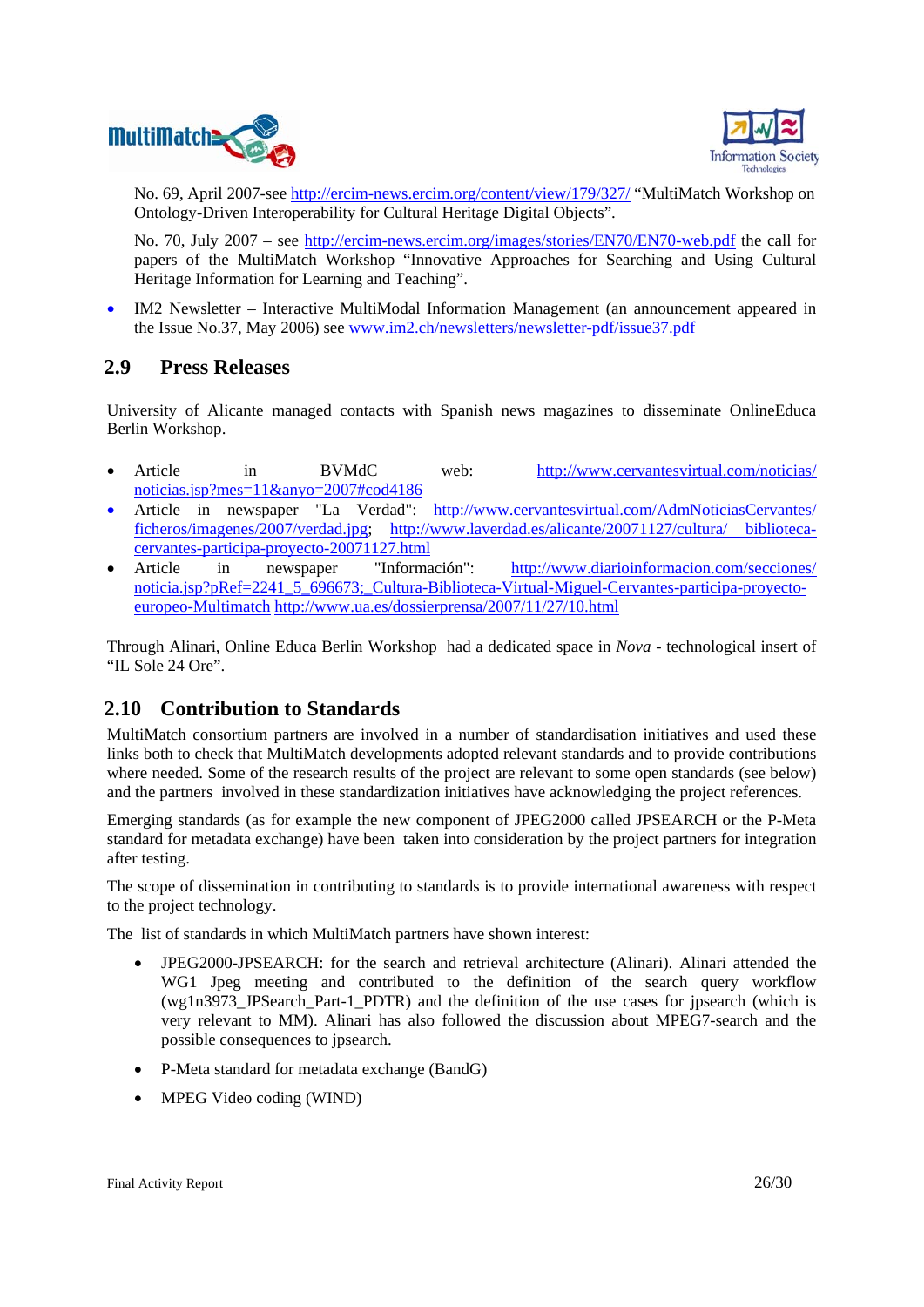No. 69, April 2007-see http://ercim-news.ercim.org/content/view/179/327/ "MultiMatch Workshop on Ontology-Driven Interoperability for Cultural Heritage Digital Objects".

No. 70, July 2007 – see http://ercim-news.ercim.org/images/stories/EN70/EN70-web.pdf the call for papers of the MultiMatch Workshop "Innovative Approaches for Searching and Using Cultural Heritage Information for Learning and Teaching".

- IM2 Newsletter – Interactive MultiModal Information Management (an announcement appeared in the Issue No.37, May 2006) see www.im2.ch/newsletters/newsletter-pdf/issue37.pdf

## 2.9 Press Releases

University of Alicante managed contacts with Spanish news magazines to disseminate OnlineEduca Berlin Workshop.

- Article in BVMdC web: http://www.cervantesvirtual.com/noticias/noticias.jsp?mes=11&anyo=2007#cod4186
- Article in newspaper "La Verdad": http://www.cervantesvirtual.com/AdmNoticiasCervantes/ficheros/imagenes/2007/verdad.jpg; http://www.laverdad.es/alicante/20071127/cultural/biblioteca-cervantes-participa-proyecto-20071127.html
- Article in newspaper "Información": http://www.diarioinformacion.com/secciones/noticia.jsp?pRef=2241_5_696673;_Cultura-Biblioteca-Virtual-Miguel-Cervantes-participa-proyecto-europeo-Multimatch http://www.ua.es/dossierprensa/2007/11/27/10.html

Through Alinari, Online Educa Berlin Workshop had a dedicated space in *Nova* - technological insert of "IL Sole 24 Ore".

## 2.10 Contribution to Standards

MultiMatch consortium partners are involved in a number of standardisation initiatives and used these links both to check that MultiMatch developments adopted relevant standards and to provide contributions where needed. Some of the research results of the project are relevant to some open standards (see below) and the partners involved in these standardization initiatives have acknowledging the project references.

Emerging standards (as for example the new component of JPEG2000 called JPSEARCH or the P-Meta standard for metadata exchange) have been taken into consideration by the project partners for integration after testing.

The scope of dissemination in contributing to standards is to provide international awareness with respect to the project technology.

The list of standards in which MultiMatch partners have shown interest:

- JPEG2000-JPSEARCH: for the search and retrieval architecture (Alinari). Alinari attended the WG1 Jpeg meeting and contributed to the definition of the search query workflow (wg1n3973_JPSearch_Part-1_PDTR) and the definition of the use cases for jpsearch (which is very relevant to MM). Alinari has also followed the discussion about MPEG7-search and the possible consequences to jpsearch.
- P-Meta standard for metadata exchange (BandG)
- MPEG Video coding (WIND)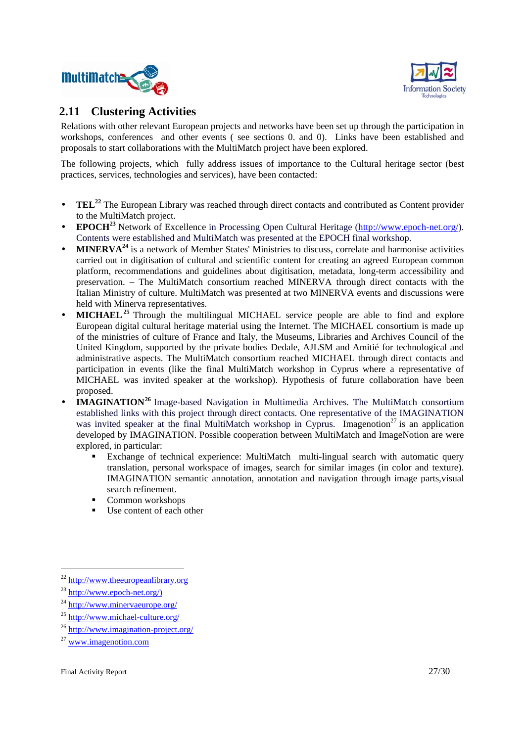## 2.11 Clustering Activities

Relations with other relevant European projects and networks have been set up through the participation in workshops, conferences and other events ( see sections 0. and 0). Links have been established and proposals to start collaborations with the MultiMatch project have been explored.

The following projects, which fully address issues of importance to the Cultural heritage sector (best practices, services, technologies and services), have been contacted:

- **TEL**[22] The European Library was reached through direct contacts and contributed as Content provider to the MultiMatch project.
- **EPOCH**[23] Network of Excellence in Processing Open Cultural Heritage (http://www.epoch-net.org/). Contents were established and MultiMatch was presented at the EPOCH final workshop.
- **MINERVA**[24] is a network of Member States' Ministries to discuss, correlate and harmonise activities carried out in digitisation of cultural and scientific content for creating an agreed European common platform, recommendations and guidelines about digitisation, metadata, long-term accessibility and preservation. – The MultiMatch consortium reached MINERVA through direct contacts with the Italian Ministry of culture. MultiMatch was presented at two MINERVA events and discussions were held with Minerva representatives.
- **MICHAEL**[25] Through the multilingual MICHAEL service people are able to find and explore European digital cultural heritage material using the Internet. The MICHAEL consortium is made up of the ministries of culture of France and Italy, the Museums, Libraries and Archives Council of the United Kingdom, supported by the private bodies Dedale, AJLSM and Amitié for technological and administrative aspects. The MultiMatch consortium reached MICHAEL through direct contacts and participation in events (like the final MultiMatch workshop in Cyprus where a representative of MICHAEL was invited speaker at the workshop). Hypothesis of future collaboration have been proposed.
- **IMAGINATION**[26] Image-based Navigation in Multimedia Archives. The MultiMatch consortium established links with this project through direct contacts. One representative of the IMAGINATION was invited speaker at the final MultiMatch workshop in Cyprus. Imagenotion[27] is an application developed by IMAGINATION. Possible cooperation between MultiMatch and ImageNotion are were explored, in particular:
  - Exchange of technical experience: MultiMatch multi-lingual search with automatic query translation, personal workspace of images, search for similar images (in color and texture). IMAGINATION semantic annotation, annotation and navigation through image parts,visual search refinement.
  - Common workshops
  - Use content of each other

---

[22] http://www.theeuropeanlibrary.org

[23] http://www.epoch-net.org/)

[24] http://www.minervaeurope.org/

[25] http://www.michael-culture.org/

[26] http://www.imagination-project.org/

[27] www.imagenotion.com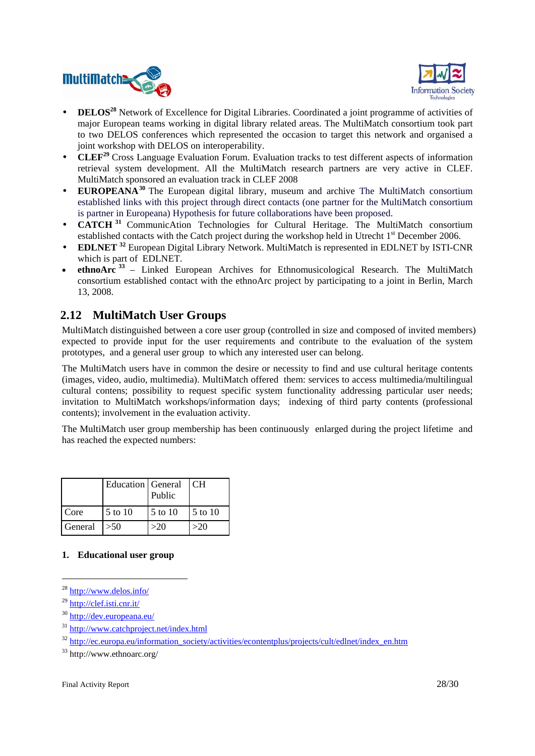- **DELOS**[28] Network of Excellence for Digital Libraries. Coordinated a joint programme of activities of major European teams working in digital library related areas. The MultiMatch consortium took part to two DELOS conferences which represented the occasion to target this network and organised a joint workshop with DELOS on interoperability.
- **CLEF**[29] Cross Language Evaluation Forum. Evaluation tracks to test different aspects of information retrieval system development. All the MultiMatch research partners are very active in CLEF. MultiMatch sponsored an evaluation track in CLEF 2008
- **EUROPEANA**[30] The European digital library, museum and archive The MultiMatch consortium established links with this project through direct contacts (one partner for the MultiMatch consortium is partner in Europeana) Hypothesis for future collaborations have been proposed.
- **CATCH**[31] CommunicAtion Technologies for Cultural Heritage. The MultiMatch consortium established contacts with the Catch project during the workshop held in Utrecht 1st December 2006.
- **EDLNET**[32] European Digital Library Network. MultiMatch is represented in EDLNET by ISTI-CNR which is part of EDLNET.
- **ethnoArc**[33] – Linked European Archives for Ethnomusicological Research. The MultiMatch consortium established contact with the ethnoArc project by participating to a joint in Berlin, March 13, 2008.

## 2.12 MultiMatch User Groups

MultiMatch distinguished between a core user group (controlled in size and composed of invited members) expected to provide input for the user requirements and contribute to the evaluation of the system prototypes, and a general user group to which any interested user can belong.

The MultiMatch users have in common the desire or necessity to find and use cultural heritage contents (images, video, audio, multimedia). MultiMatch offered them: services to access multimedia/multilingual cultural contens; possibility to request specific system functionality addressing particular user needs; invitation to MultiMatch workshops/information days; indexing of third party contents (professional contents); involvement in the evaluation activity.

The MultiMatch user group membership has been continuously enlarged during the project lifetime and has reached the expected numbers:

| | Education | General Public | CH |
|---|---|---|---|
| Core | 5 to 10 | 5 to 10 | 5 to 10 |
| General | >50 | >20 | >20 |

**1. Educational user group**

---

[28] http://www.delos.info/

[29] http://clef.isti.cnr.it/

[30] http://dev.europeana.eu/

[31] http://www.catchproject.net/index.html

[32] http://ec.europa.eu/information_society/activities/econtentplus/projects/cult/edlnet/index_en.htm

[33] http://www.ethnoarc.org/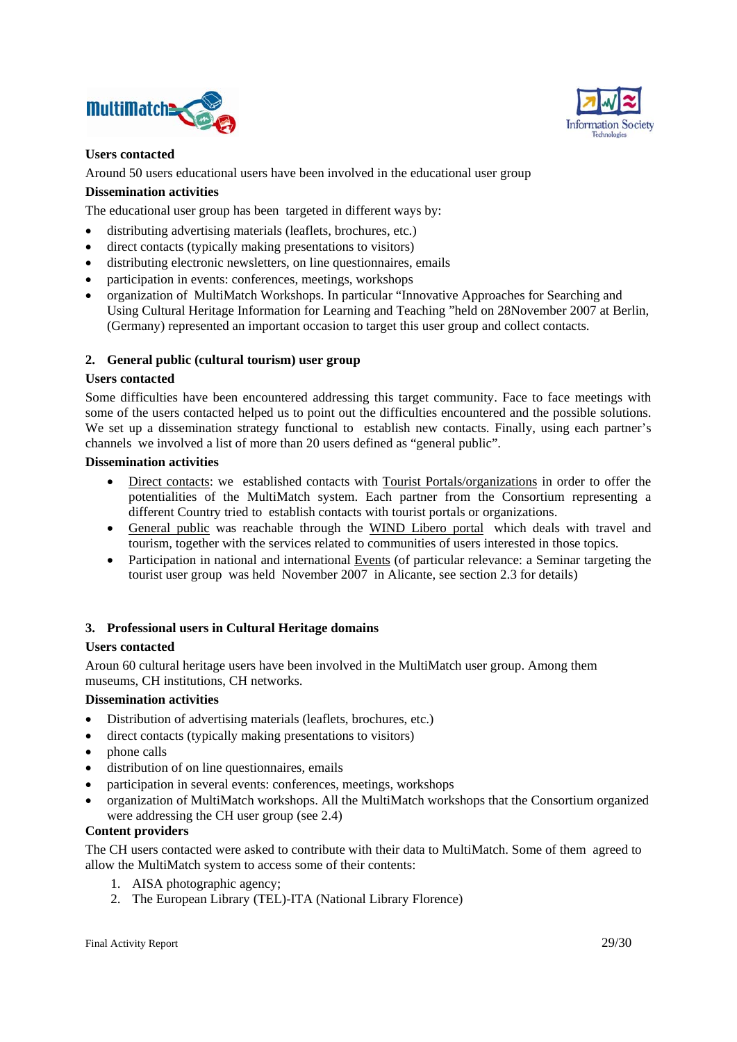**Users contacted**

Around 50 users educational users have been involved in the educational user group

**Dissemination activities**

The educational user group has been targeted in different ways by:

- distributing advertising materials (leaflets, brochures, etc.)
- direct contacts (typically making presentations to visitors)
- distributing electronic newsletters, on line questionnaires, emails
- participation in events: conferences, meetings, workshops
- organization of MultiMatch Workshops. In particular "Innovative Approaches for Searching and Using Cultural Heritage Information for Learning and Teaching "held on 28November 2007 at Berlin, (Germany) represented an important occasion to target this user group and collect contacts.

## 2. General public (cultural tourism) user group

**Users contacted**

Some difficulties have been encountered addressing this target community. Face to face meetings with some of the users contacted helped us to point out the difficulties encountered and the possible solutions. We set up a dissemination strategy functional to establish new contacts. Finally, using each partner's channels we involved a list of more than 20 users defined as "general public".

**Dissemination activities**

- Direct contacts: we established contacts with Tourist Portals/organizations in order to offer the potentialities of the MultiMatch system. Each partner from the Consortium representing a different Country tried to establish contacts with tourist portals or organizations.
- General public was reachable through the WIND Libero portal which deals with travel and tourism, together with the services related to communities of users interested in those topics.
- Participation in national and international Events (of particular relevance: a Seminar targeting the tourist user group was held November 2007 in Alicante, see section 2.3 for details)

## 3. Professional users in Cultural Heritage domains

**Users contacted**

Aroun 60 cultural heritage users have been involved in the MultiMatch user group. Among them museums, CH institutions, CH networks.

**Dissemination activities**

- Distribution of advertising materials (leaflets, brochures, etc.)
- direct contacts (typically making presentations to visitors)
- phone calls
- distribution of on line questionnaires, emails
- participation in several events: conferences, meetings, workshops
- organization of MultiMatch workshops. All the MultiMatch workshops that the Consortium organized were addressing the CH user group (see 2.4)

**Content providers**

The CH users contacted were asked to contribute with their data to MultiMatch. Some of them agreed to allow the MultiMatch system to access some of their contents:

1. AISA photographic agency;
2. The European Library (TEL)-ITA (National Library Florence)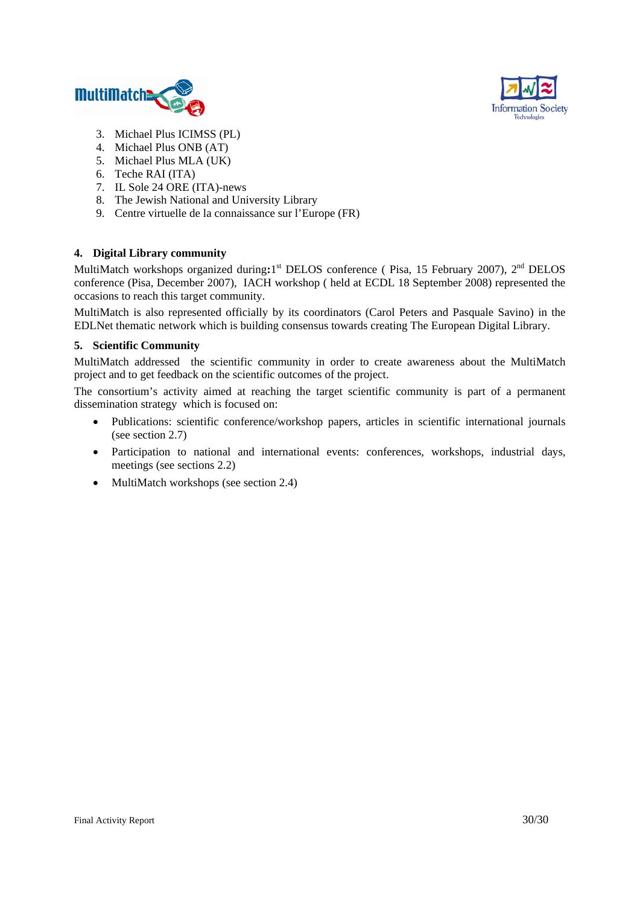3. Michael Plus ICIMSS (PL)
4. Michael Plus ONB (AT)
5. Michael Plus MLA (UK)
6. Teche RAI (ITA)
7. IL Sole 24 ORE (ITA)-news
8. The Jewish National and University Library
9. Centre virtuelle de la connaissance sur l'Europe (FR)

### 4. Digital Library community

MultiMatch workshops organized during**:**1st DELOS conference ( Pisa, 15 February 2007), 2nd DELOS conference (Pisa, December 2007), IACH workshop ( held at ECDL 18 September 2008) represented the occasions to reach this target community.

MultiMatch is also represented officially by its coordinators (Carol Peters and Pasquale Savino) in the EDLNet thematic network which is building consensus towards creating The European Digital Library.

### 5. Scientific Community

MultiMatch addressed the scientific community in order to create awareness about the MultiMatch project and to get feedback on the scientific outcomes of the project.

The consortium's activity aimed at reaching the target scientific community is part of a permanent dissemination strategy which is focused on:

- Publications: scientific conference/workshop papers, articles in scientific international journals (see section 2.7)
- Participation to national and international events: conferences, workshops, industrial days, meetings (see sections 2.2)
- MultiMatch workshops (see section 2.4)